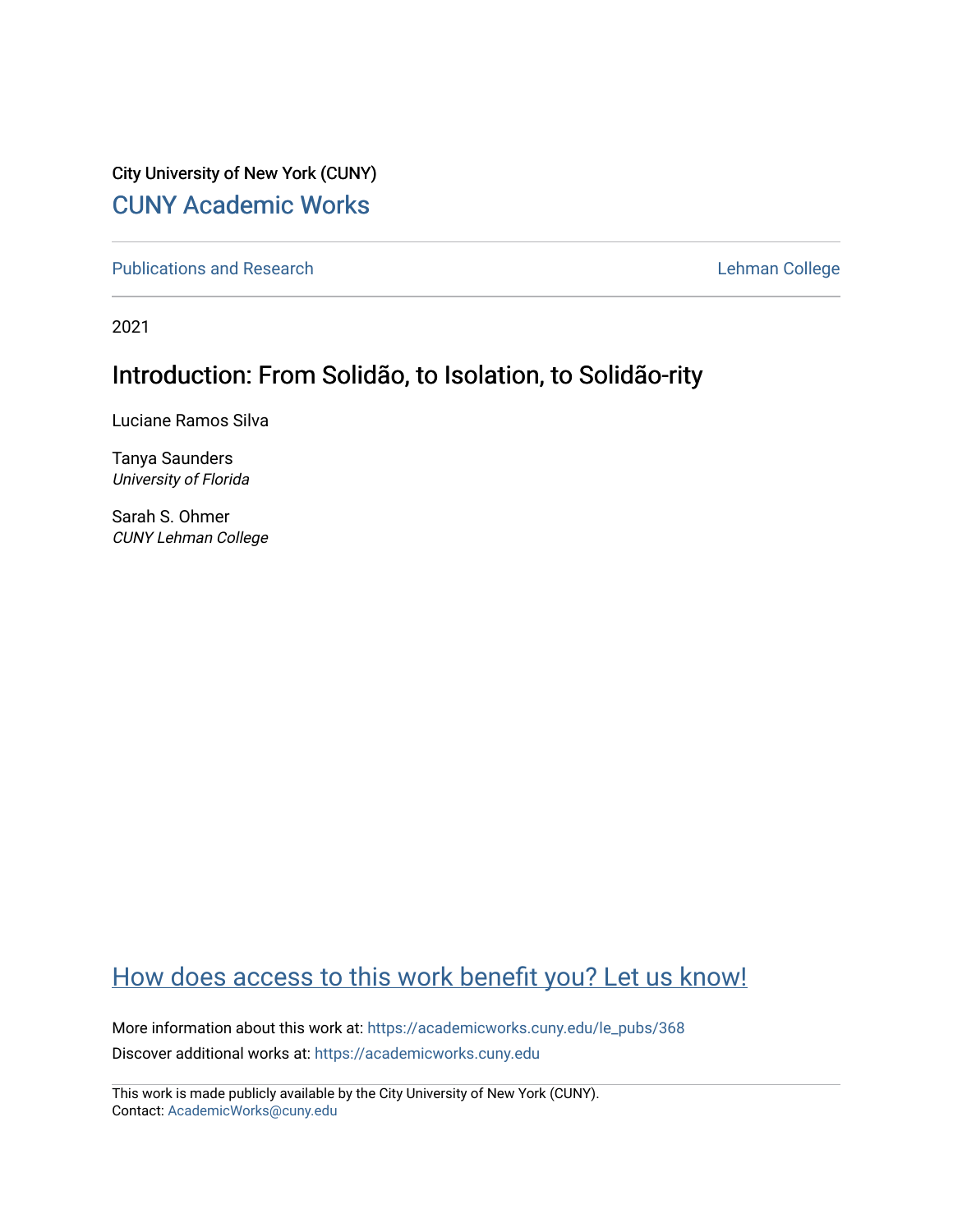City University of New York (CUNY)

CUNY Academic Works

Publications and Research

Lehman College

2021

# Introduction: From Solidão, to Isolation, to Solidão-rity

Luciane Ramos Silva

Tanya Saunders
*University of Florida*

Sarah S. Ohmer
*CUNY Lehman College*

How does access to this work benefit you? Let us know!

More information about this work at: https://academicworks.cuny.edu/le_pubs/368

Discover additional works at: https://academicworks.cuny.edu

This work is made publicly available by the City University of New York (CUNY).
Contact: AcademicWorks@cuny.edu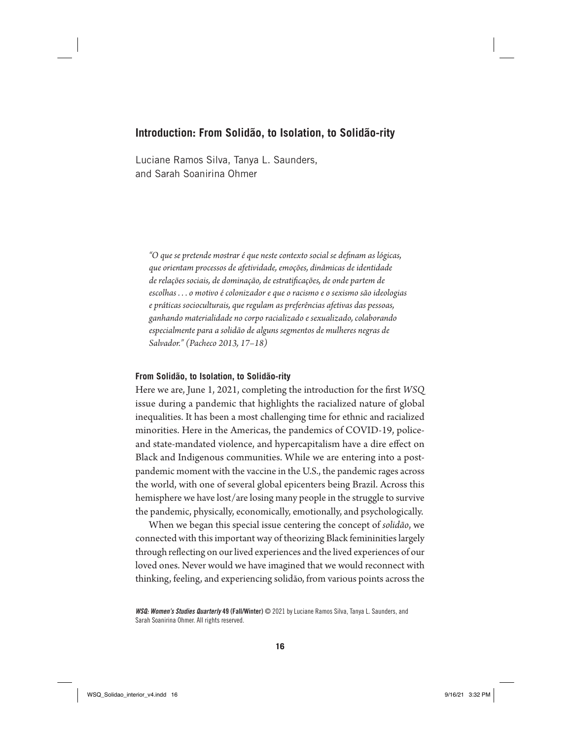## Introduction: From Solidão, to Isolation, to Solidão-rity

Luciane Ramos Silva, Tanya L. Saunders, and Sarah Soanirina Ohmer

> *"O que se pretende mostrar é que neste contexto social se definam as lógicas, que orientam processos de afetividade, emoções, dinâmicas de identidade de relações sociais, de dominação, de estratificações, de onde partem de escolhas . . . o motivo é colonizador e que o racismo e o sexismo são ideologias e práticas socioculturais, que regulam as preferências afetivas das pessoas, ganhando materialidade no corpo racializado e sexualizado, colaborando especialmente para a solidão de alguns segmentos de mulheres negras de Salvador." (Pacheco 2013, 17–18)*

### From Solidão, to Isolation, to Solidão-rity

Here we are, June 1, 2021, completing the introduction for the first *WSQ* issue during a pandemic that highlights the racialized nature of global inequalities. It has been a most challenging time for ethnic and racialized minorities. Here in the Americas, the pandemics of COVID-19, police- and state-mandated violence, and hypercapitalism have a dire effect on Black and Indigenous communities. While we are entering into a post-pandemic moment with the vaccine in the U.S., the pandemic rages across the world, with one of several global epicenters being Brazil. Across this hemisphere we have lost/are losing many people in the struggle to survive the pandemic, physically, economically, emotionally, and psychologically.

When we began this special issue centering the concept of *solidão*, we connected with this important way of theorizing Black femininities largely through reflecting on our lived experiences and the lived experiences of our loved ones. Never would we have imagined that we would reconnect with thinking, feeling, and experiencing solidão, from various points across the

*WSQ: Women's Studies Quarterly* 49 (Fall/Winter) © 2021 by Luciane Ramos Silva, Tanya L. Saunders, and Sarah Soanirina Ohmer. All rights reserved.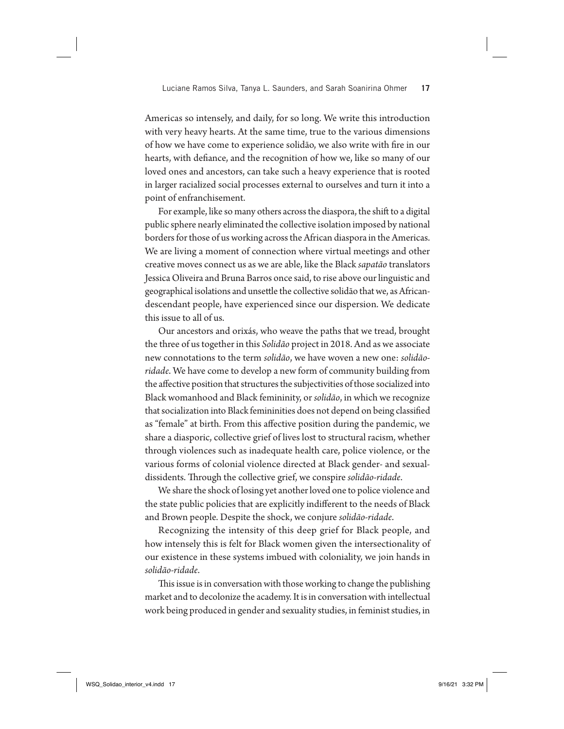Americas so intensely, and daily, for so long. We write this introduction with very heavy hearts. At the same time, true to the various dimensions of how we have come to experience solidão, we also write with fire in our hearts, with defiance, and the recognition of how we, like so many of our loved ones and ancestors, can take such a heavy experience that is rooted in larger racialized social processes external to ourselves and turn it into a point of enfranchisement.

For example, like so many others across the diaspora, the shift to a digital public sphere nearly eliminated the collective isolation imposed by national borders for those of us working across the African diaspora in the Americas. We are living a moment of connection where virtual meetings and other creative moves connect us as we are able, like the Black *sapatão* translators Jessica Oliveira and Bruna Barros once said, to rise above our linguistic and geographical isolations and unsettle the collective solidão that we, as African-descendant people, have experienced since our dispersion. We dedicate this issue to all of us.

Our ancestors and orixás, who weave the paths that we tread, brought the three of us together in this *Solidão* project in 2018. And as we associate new connotations to the term *solidão*, we have woven a new one: *solidão-ridade*. We have come to develop a new form of community building from the affective position that structures the subjectivities of those socialized into Black womanhood and Black femininity, or *solidão*, in which we recognize that socialization into Black femininities does not depend on being classified as "female" at birth. From this affective position during the pandemic, we share a diasporic, collective grief of lives lost to structural racism, whether through violences such as inadequate health care, police violence, or the various forms of colonial violence directed at Black gender- and sexual-dissidents. Through the collective grief, we conspire *solidão-ridade*.

We share the shock of losing yet another loved one to police violence and the state public policies that are explicitly indifferent to the needs of Black and Brown people. Despite the shock, we conjure *solidão-ridade*.

Recognizing the intensity of this deep grief for Black people, and how intensely this is felt for Black women given the intersectionality of our existence in these systems imbued with coloniality, we join hands in *solidão-ridade*.

This issue is in conversation with those working to change the publishing market and to decolonize the academy. It is in conversation with intellectual work being produced in gender and sexuality studies, in feminist studies, in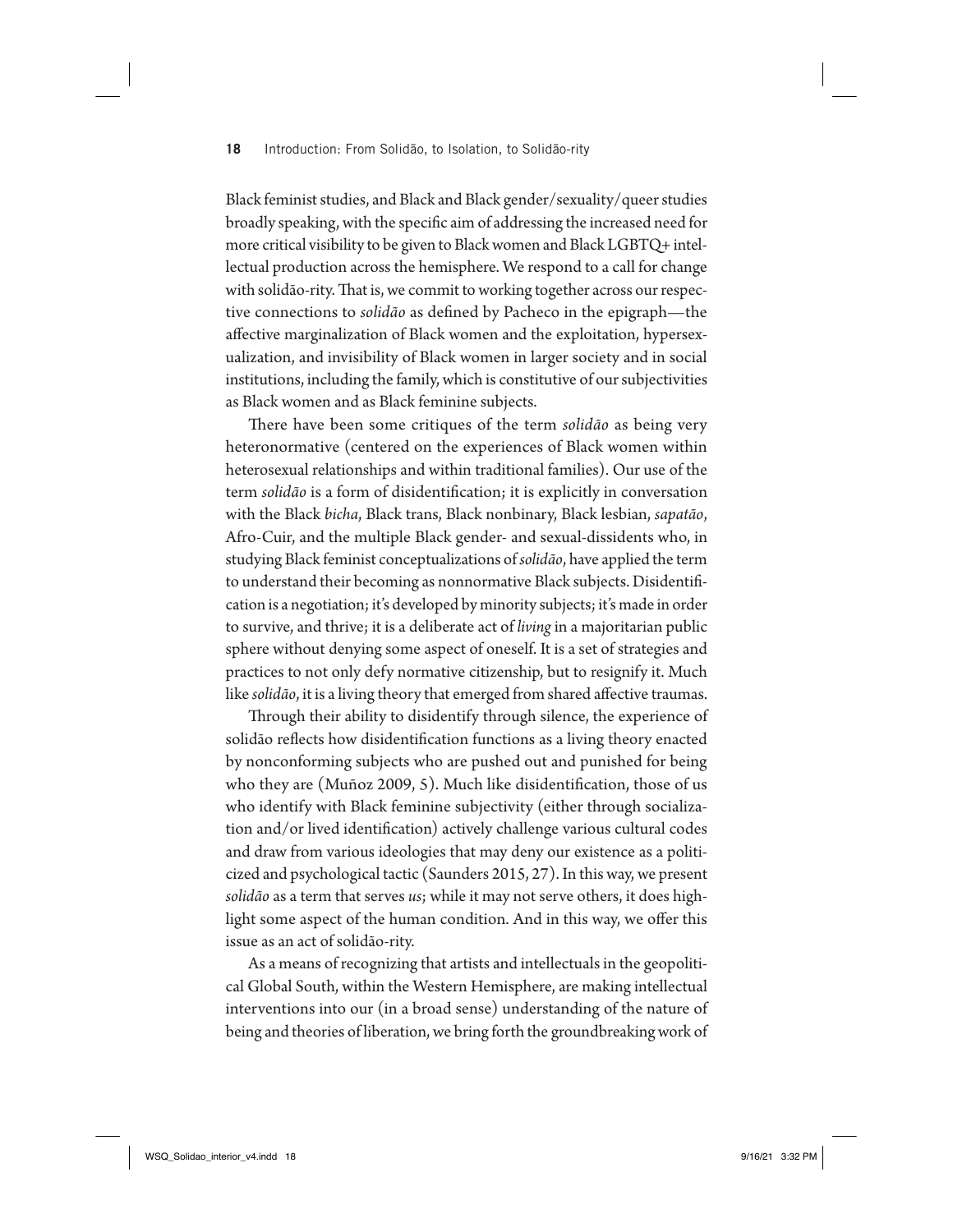Black feminist studies, and Black and Black gender/sexuality/queer studies broadly speaking, with the specific aim of addressing the increased need for more critical visibility to be given to Black women and Black LGBTQ+ intellectual production across the hemisphere. We respond to a call for change with solidão-rity. That is, we commit to working together across our respective connections to *solidão* as defined by Pacheco in the epigraph—the affective marginalization of Black women and the exploitation, hypersexualization, and invisibility of Black women in larger society and in social institutions, including the family, which is constitutive of our subjectivities as Black women and as Black feminine subjects.

There have been some critiques of the term *solidão* as being very heteronormative (centered on the experiences of Black women within heterosexual relationships and within traditional families). Our use of the term *solidão* is a form of disidentification; it is explicitly in conversation with the Black *bicha*, Black trans, Black nonbinary, Black lesbian, *sapatão*, Afro-Cuir, and the multiple Black gender- and sexual-dissidents who, in studying Black feminist conceptualizations of *solidão*, have applied the term to understand their becoming as nonnormative Black subjects. Disidentification is a negotiation; it's developed by minority subjects; it's made in order to survive, and thrive; it is a deliberate act of *living* in a majoritarian public sphere without denying some aspect of oneself. It is a set of strategies and practices to not only defy normative citizenship, but to resignify it. Much like *solidão*, it is a living theory that emerged from shared affective traumas.

Through their ability to disidentify through silence, the experience of solidão reflects how disidentification functions as a living theory enacted by nonconforming subjects who are pushed out and punished for being who they are (Muñoz 2009, 5). Much like disidentification, those of us who identify with Black feminine subjectivity (either through socialization and/or lived identification) actively challenge various cultural codes and draw from various ideologies that may deny our existence as a politicized and psychological tactic (Saunders 2015, 27). In this way, we present *solidão* as a term that serves *us*; while it may not serve others, it does highlight some aspect of the human condition. And in this way, we offer this issue as an act of solidão-rity.

As a means of recognizing that artists and intellectuals in the geopolitical Global South, within the Western Hemisphere, are making intellectual interventions into our (in a broad sense) understanding of the nature of being and theories of liberation, we bring forth the groundbreaking work of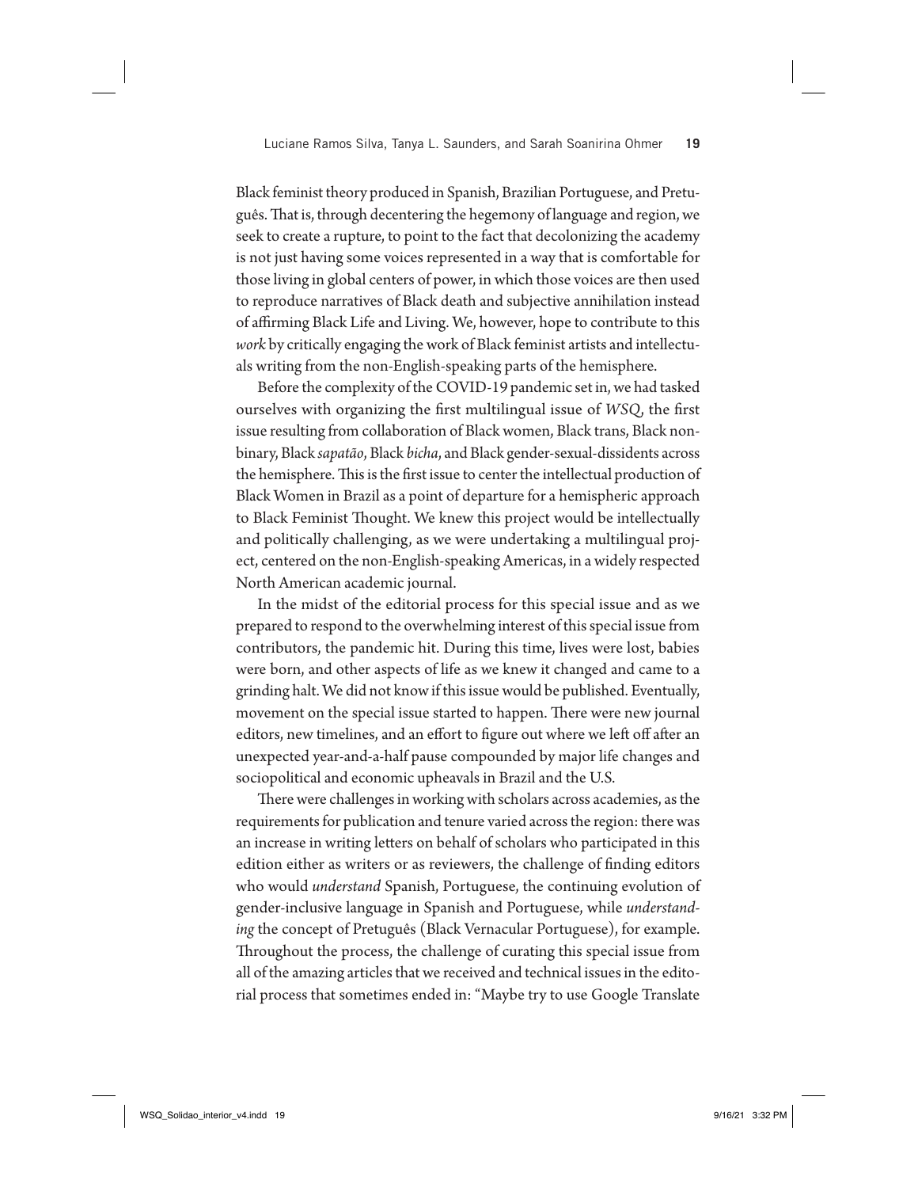Black feminist theory produced in Spanish, Brazilian Portuguese, and Pretuguês. That is, through decentering the hegemony of language and region, we seek to create a rupture, to point to the fact that decolonizing the academy is not just having some voices represented in a way that is comfortable for those living in global centers of power, in which those voices are then used to reproduce narratives of Black death and subjective annihilation instead of affirming Black Life and Living. We, however, hope to contribute to this *work* by critically engaging the work of Black feminist artists and intellectuals writing from the non-English-speaking parts of the hemisphere.

Before the complexity of the COVID-19 pandemic set in, we had tasked ourselves with organizing the first multilingual issue of *WSQ*, the first issue resulting from collaboration of Black women, Black trans, Black nonbinary, Black *sapatão*, Black *bicha*, and Black gender-sexual-dissidents across the hemisphere. This is the first issue to center the intellectual production of Black Women in Brazil as a point of departure for a hemispheric approach to Black Feminist Thought. We knew this project would be intellectually and politically challenging, as we were undertaking a multilingual project, centered on the non-English-speaking Americas, in a widely respected North American academic journal.

In the midst of the editorial process for this special issue and as we prepared to respond to the overwhelming interest of this special issue from contributors, the pandemic hit. During this time, lives were lost, babies were born, and other aspects of life as we knew it changed and came to a grinding halt. We did not know if this issue would be published. Eventually, movement on the special issue started to happen. There were new journal editors, new timelines, and an effort to figure out where we left off after an unexpected year-and-a-half pause compounded by major life changes and sociopolitical and economic upheavals in Brazil and the U.S.

There were challenges in working with scholars across academies, as the requirements for publication and tenure varied across the region: there was an increase in writing letters on behalf of scholars who participated in this edition either as writers or as reviewers, the challenge of finding editors who would *understand* Spanish, Portuguese, the continuing evolution of gender-inclusive language in Spanish and Portuguese, while *understanding* the concept of Pretuguês (Black Vernacular Portuguese), for example. Throughout the process, the challenge of curating this special issue from all of the amazing articles that we received and technical issues in the editorial process that sometimes ended in: "Maybe try to use Google Translate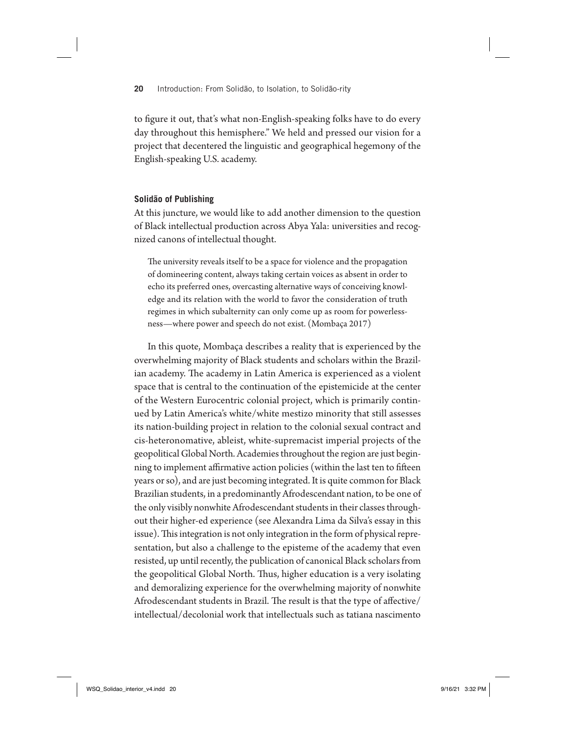to figure it out, that's what non-English-speaking folks have to do every day throughout this hemisphere." We held and pressed our vision for a project that decentered the linguistic and geographical hegemony of the English-speaking U.S. academy.

### Solidão of Publishing

At this juncture, we would like to add another dimension to the question of Black intellectual production across Abya Yala: universities and recognized canons of intellectual thought.

> The university reveals itself to be a space for violence and the propagation of domineering content, always taking certain voices as absent in order to echo its preferred ones, overcasting alternative ways of conceiving knowledge and its relation with the world to favor the consideration of truth regimes in which subalternity can only come up as room for powerlessness—where power and speech do not exist. (Mombaça 2017)

In this quote, Mombaça describes a reality that is experienced by the overwhelming majority of Black students and scholars within the Brazilian academy. The academy in Latin America is experienced as a violent space that is central to the continuation of the epistemicide at the center of the Western Eurocentric colonial project, which is primarily continued by Latin America's white/white mestizo minority that still assesses its nation-building project in relation to the colonial sexual contract and cis-heteronomative, ableist, white-supremacist imperial projects of the geopolitical Global North. Academies throughout the region are just beginning to implement affirmative action policies (within the last ten to fifteen years or so), and are just becoming integrated. It is quite common for Black Brazilian students, in a predominantly Afrodescendant nation, to be one of the only visibly nonwhite Afrodescendant students in their classes throughout their higher-ed experience (see Alexandra Lima da Silva's essay in this issue). This integration is not only integration in the form of physical representation, but also a challenge to the episteme of the academy that even resisted, up until recently, the publication of canonical Black scholars from the geopolitical Global North. Thus, higher education is a very isolating and demoralizing experience for the overwhelming majority of nonwhite Afrodescendant students in Brazil. The result is that the type of affective/intellectual/decolonial work that intellectuals such as tatiana nascimento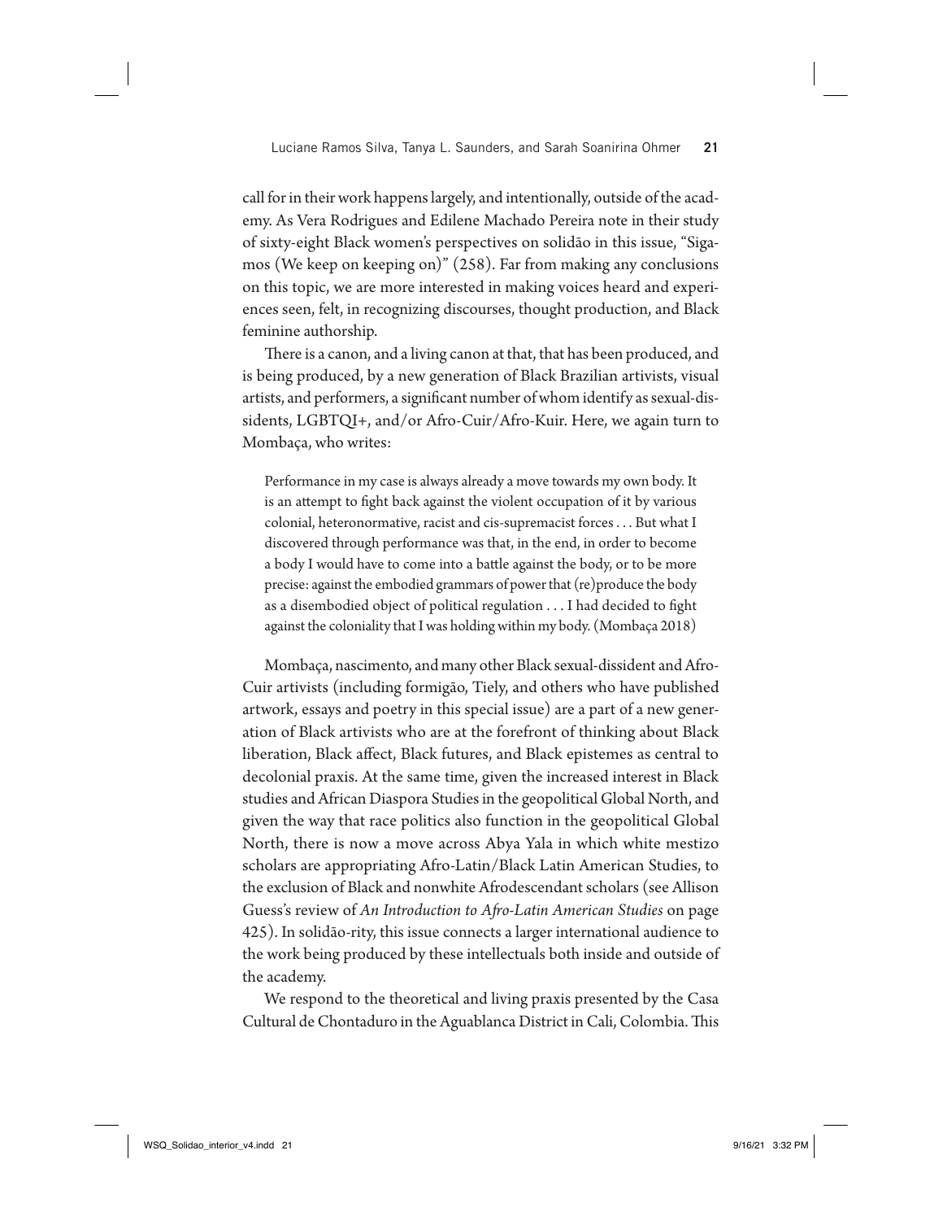call for in their work happens largely, and intentionally, outside of the academy. As Vera Rodrigues and Edilene Machado Pereira note in their study of sixty-eight Black women's perspectives on solidão in this issue, "Sigamos (We keep on keeping on)" (258). Far from making any conclusions on this topic, we are more interested in making voices heard and experiences seen, felt, in recognizing discourses, thought production, and Black feminine authorship.

There is a canon, and a living canon at that, that has been produced, and is being produced, by a new generation of Black Brazilian artivists, visual artists, and performers, a significant number of whom identify as sexual-dissidents, LGBTQI+, and/or Afro-Cuir/Afro-Kuir. Here, we again turn to Mombaça, who writes:

> Performance in my case is always already a move towards my own body. It is an attempt to fight back against the violent occupation of it by various colonial, heteronormative, racist and cis-supremacist forces . . . But what I discovered through performance was that, in the end, in order to become a body I would have to come into a battle against the body, or to be more precise: against the embodied grammars of power that (re)produce the body as a disembodied object of political regulation . . . I had decided to fight against the coloniality that I was holding within my body. (Mombaça 2018)

Mombaça, nascimento, and many other Black sexual-dissident and Afro-Cuir artivists (including formigão, Tiely, and others who have published artwork, essays and poetry in this special issue) are a part of a new generation of Black artivists who are at the forefront of thinking about Black liberation, Black affect, Black futures, and Black epistemes as central to decolonial praxis. At the same time, given the increased interest in Black studies and African Diaspora Studies in the geopolitical Global North, and given the way that race politics also function in the geopolitical Global North, there is now a move across Abya Yala in which white mestizo scholars are appropriating Afro-Latin/Black Latin American Studies, to the exclusion of Black and nonwhite Afrodescendant scholars (see Allison Guess's review of *An Introduction to Afro-Latin American Studies* on page 425). In solidão-rity, this issue connects a larger international audience to the work being produced by these intellectuals both inside and outside of the academy.

We respond to the theoretical and living praxis presented by the Casa Cultural de Chontaduro in the Aguablanca District in Cali, Colombia. This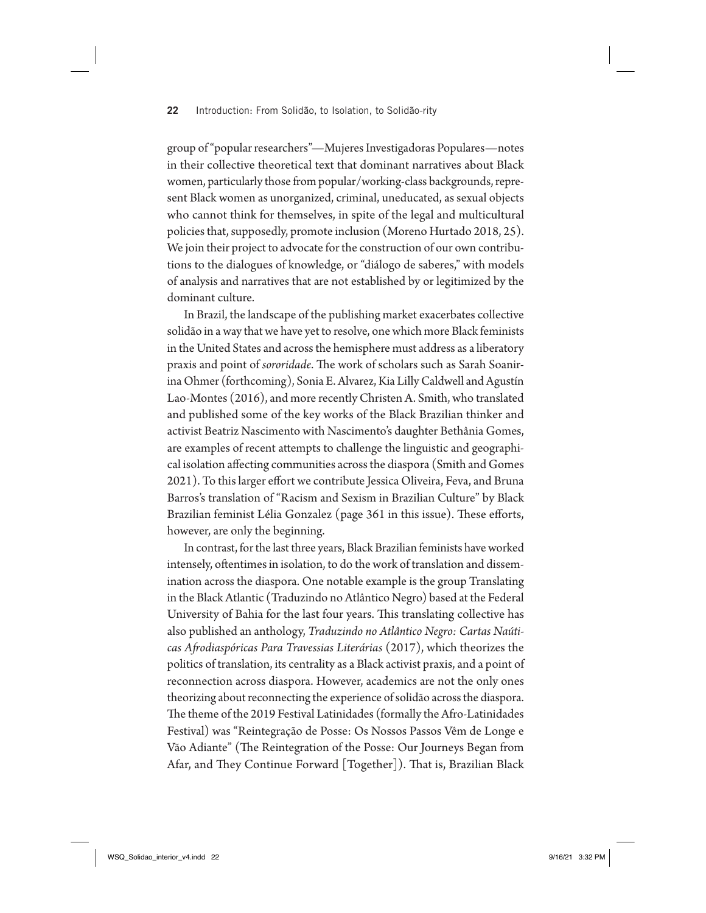group of "popular researchers"—Mujeres Investigadoras Populares—notes in their collective theoretical text that dominant narratives about Black women, particularly those from popular/working-class backgrounds, represent Black women as unorganized, criminal, uneducated, as sexual objects who cannot think for themselves, in spite of the legal and multicultural policies that, supposedly, promote inclusion (Moreno Hurtado 2018, 25). We join their project to advocate for the construction of our own contributions to the dialogues of knowledge, or "diálogo de saberes," with models of analysis and narratives that are not established by or legitimized by the dominant culture.

In Brazil, the landscape of the publishing market exacerbates collective solidão in a way that we have yet to resolve, one which more Black feminists in the United States and across the hemisphere must address as a liberatory praxis and point of *sororidade*. The work of scholars such as Sarah Soanirina Ohmer (forthcoming), Sonia E. Alvarez, Kia Lilly Caldwell and Agustín Lao-Montes (2016), and more recently Christen A. Smith, who translated and published some of the key works of the Black Brazilian thinker and activist Beatriz Nascimento with Nascimento's daughter Bethânia Gomes, are examples of recent attempts to challenge the linguistic and geographical isolation affecting communities across the diaspora (Smith and Gomes 2021). To this larger effort we contribute Jessica Oliveira, Feva, and Bruna Barros's translation of "Racism and Sexism in Brazilian Culture" by Black Brazilian feminist Lélia Gonzalez (page 361 in this issue). These efforts, however, are only the beginning.

In contrast, for the last three years, Black Brazilian feminists have worked intensely, oftentimes in isolation, to do the work of translation and dissemination across the diaspora. One notable example is the group Translating in the Black Atlantic (Traduzindo no Atlântico Negro) based at the Federal University of Bahia for the last four years. This translating collective has also published an anthology, *Traduzindo no Atlântico Negro: Cartas Naúticas Afrodiaspóricas Para Travessias Literárias* (2017), which theorizes the politics of translation, its centrality as a Black activist praxis, and a point of reconnection across diaspora. However, academics are not the only ones theorizing about reconnecting the experience of solidão across the diaspora. The theme of the 2019 Festival Latinidades (formally the Afro-Latinidades Festival) was "Reintegração de Posse: Os Nossos Passos Vêm de Longe e Vão Adiante" (The Reintegration of the Posse: Our Journeys Began from Afar, and They Continue Forward [Together]). That is, Brazilian Black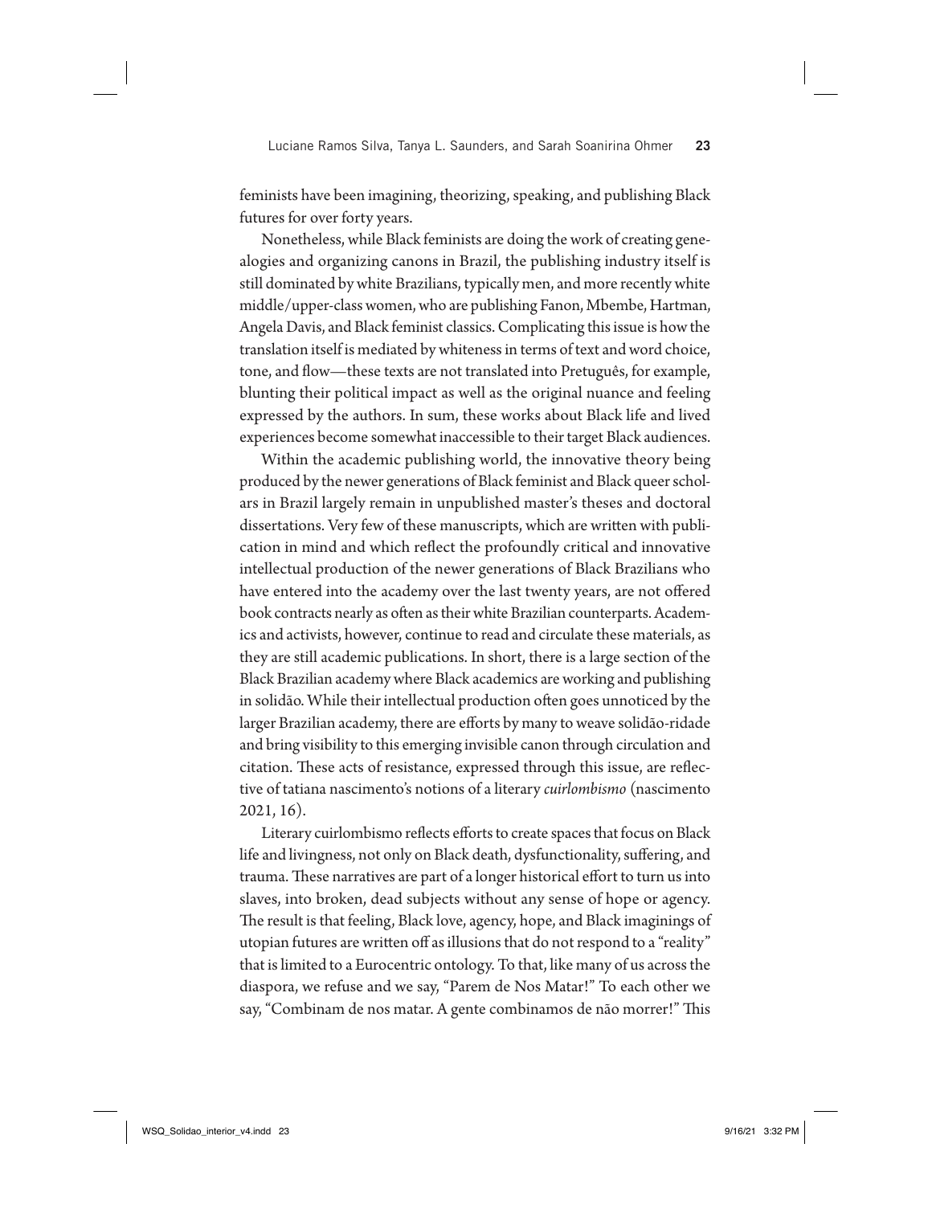feminists have been imagining, theorizing, speaking, and publishing Black futures for over forty years.

Nonetheless, while Black feminists are doing the work of creating genealogies and organizing canons in Brazil, the publishing industry itself is still dominated by white Brazilians, typically men, and more recently white middle/upper-class women, who are publishing Fanon, Mbembe, Hartman, Angela Davis, and Black feminist classics. Complicating this issue is how the translation itself is mediated by whiteness in terms of text and word choice, tone, and flow—these texts are not translated into Pretuguês, for example, blunting their political impact as well as the original nuance and feeling expressed by the authors. In sum, these works about Black life and lived experiences become somewhat inaccessible to their target Black audiences.

Within the academic publishing world, the innovative theory being produced by the newer generations of Black feminist and Black queer scholars in Brazil largely remain in unpublished master's theses and doctoral dissertations. Very few of these manuscripts, which are written with publication in mind and which reflect the profoundly critical and innovative intellectual production of the newer generations of Black Brazilians who have entered into the academy over the last twenty years, are not offered book contracts nearly as often as their white Brazilian counterparts. Academics and activists, however, continue to read and circulate these materials, as they are still academic publications. In short, there is a large section of the Black Brazilian academy where Black academics are working and publishing in solidão. While their intellectual production often goes unnoticed by the larger Brazilian academy, there are efforts by many to weave solidão-ridade and bring visibility to this emerging invisible canon through circulation and citation. These acts of resistance, expressed through this issue, are reflective of tatiana nascimento's notions of a literary *cuirlombismo* (nascimento 2021, 16).

Literary cuirlombismo reflects efforts to create spaces that focus on Black life and livingness, not only on Black death, dysfunctionality, suffering, and trauma. These narratives are part of a longer historical effort to turn us into slaves, into broken, dead subjects without any sense of hope or agency. The result is that feeling, Black love, agency, hope, and Black imaginings of utopian futures are written off as illusions that do not respond to a "reality" that is limited to a Eurocentric ontology. To that, like many of us across the diaspora, we refuse and we say, "Parem de Nos Matar!" To each other we say, "Combinam de nos matar. A gente combinamos de não morrer!" This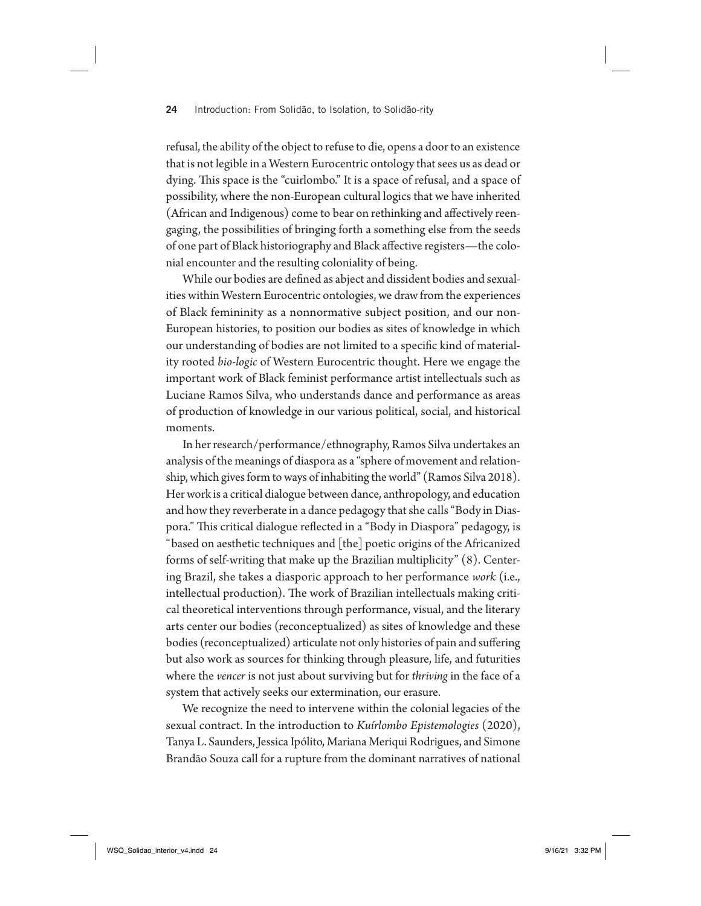refusal, the ability of the object to refuse to die, opens a door to an existence that is not legible in a Western Eurocentric ontology that sees us as dead or dying. This space is the "cuirlombo." It is a space of refusal, and a space of possibility, where the non-European cultural logics that we have inherited (African and Indigenous) come to bear on rethinking and affectively reengaging, the possibilities of bringing forth a something else from the seeds of one part of Black historiography and Black affective registers—the colonial encounter and the resulting coloniality of being.

While our bodies are defined as abject and dissident bodies and sexualities within Western Eurocentric ontologies, we draw from the experiences of Black femininity as a nonnormative subject position, and our non-European histories, to position our bodies as sites of knowledge in which our understanding of bodies are not limited to a specific kind of materiality rooted *bio-logic* of Western Eurocentric thought. Here we engage the important work of Black feminist performance artist intellectuals such as Luciane Ramos Silva, who understands dance and performance as areas of production of knowledge in our various political, social, and historical moments.

In her research/performance/ethnography, Ramos Silva undertakes an analysis of the meanings of diaspora as a "sphere of movement and relationship, which gives form to ways of inhabiting the world" (Ramos Silva 2018). Her work is a critical dialogue between dance, anthropology, and education and how they reverberate in a dance pedagogy that she calls "Body in Diaspora." This critical dialogue reflected in a "Body in Diaspora" pedagogy, is "based on aesthetic techniques and [the] poetic origins of the Africanized forms of self-writing that make up the Brazilian multiplicity" (8). Centering Brazil, she takes a diasporic approach to her performance *work* (i.e., intellectual production). The work of Brazilian intellectuals making critical theoretical interventions through performance, visual, and the literary arts center our bodies (reconceptualized) as sites of knowledge and these bodies (reconceptualized) articulate not only histories of pain and suffering but also work as sources for thinking through pleasure, life, and futurities where the *vencer* is not just about surviving but for *thriving* in the face of a system that actively seeks our extermination, our erasure.

We recognize the need to intervene within the colonial legacies of the sexual contract. In the introduction to *Kuírlombo Epistemologies* (2020), Tanya L. Saunders, Jessica Ipólito, Mariana Meriqui Rodrigues, and Simone Brandão Souza call for a rupture from the dominant narratives of national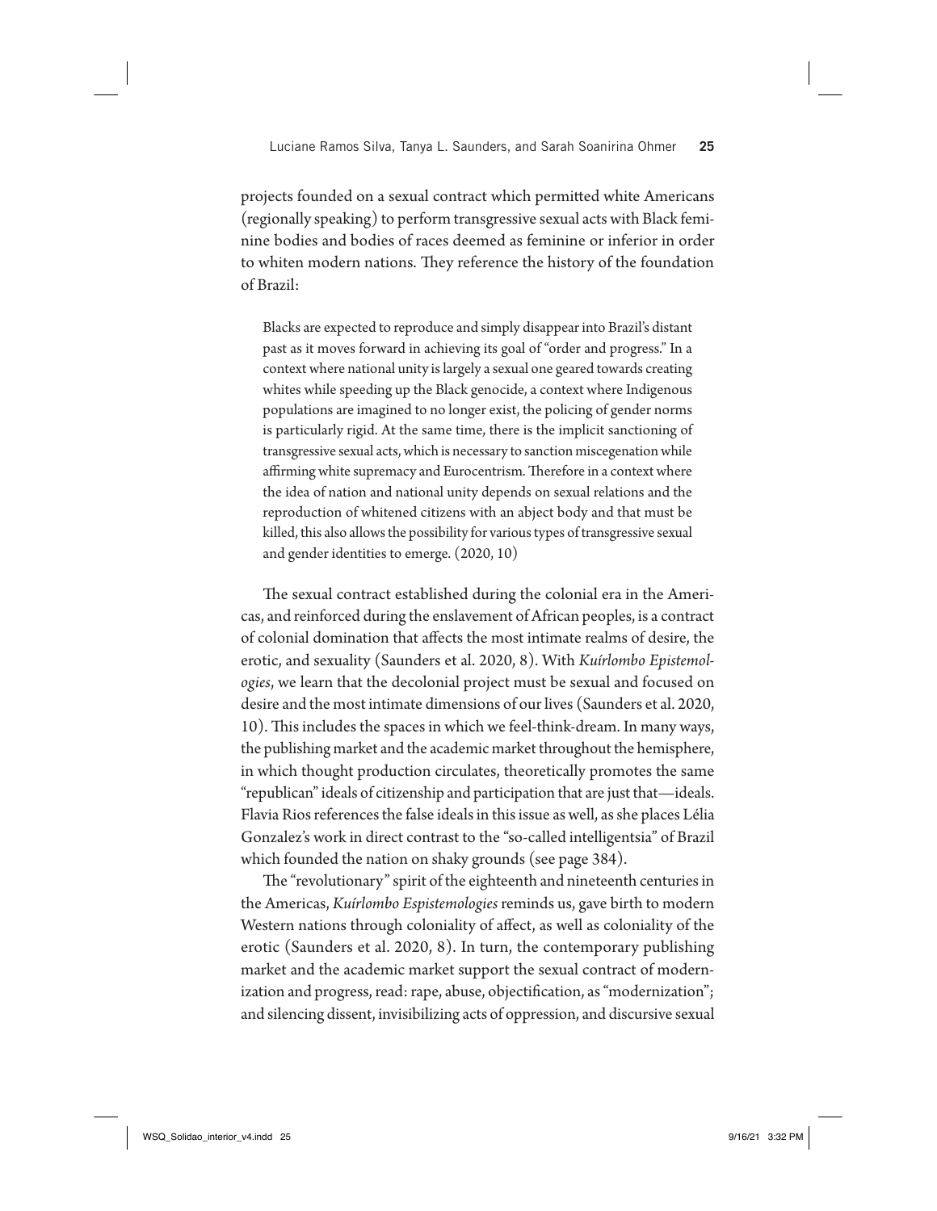projects founded on a sexual contract which permitted white Americans (regionally speaking) to perform transgressive sexual acts with Black feminine bodies and bodies of races deemed as feminine or inferior in order to whiten modern nations. They reference the history of the foundation of Brazil:

> Blacks are expected to reproduce and simply disappear into Brazil's distant past as it moves forward in achieving its goal of "order and progress." In a context where national unity is largely a sexual one geared towards creating whites while speeding up the Black genocide, a context where Indigenous populations are imagined to no longer exist, the policing of gender norms is particularly rigid. At the same time, there is the implicit sanctioning of transgressive sexual acts, which is necessary to sanction miscegenation while affirming white supremacy and Eurocentrism. Therefore in a context where the idea of nation and national unity depends on sexual relations and the reproduction of whitened citizens with an abject body and that must be killed, this also allows the possibility for various types of transgressive sexual and gender identities to emerge. (2020, 10)

The sexual contract established during the colonial era in the Americas, and reinforced during the enslavement of African peoples, is a contract of colonial domination that affects the most intimate realms of desire, the erotic, and sexuality (Saunders et al. 2020, 8). With *Kuírlombo Epistemologies*, we learn that the decolonial project must be sexual and focused on desire and the most intimate dimensions of our lives (Saunders et al. 2020, 10). This includes the spaces in which we feel-think-dream. In many ways, the publishing market and the academic market throughout the hemisphere, in which thought production circulates, theoretically promotes the same "republican" ideals of citizenship and participation that are just that—ideals. Flavia Rios references the false ideals in this issue as well, as she places Lélia Gonzalez's work in direct contrast to the "so-called intelligentsia" of Brazil which founded the nation on shaky grounds (see page 384).

The "revolutionary" spirit of the eighteenth and nineteenth centuries in the Americas, *Kuírlombo Espistemologies* reminds us, gave birth to modern Western nations through coloniality of affect, as well as coloniality of the erotic (Saunders et al. 2020, 8). In turn, the contemporary publishing market and the academic market support the sexual contract of modernization and progress, read: rape, abuse, objectification, as "modernization"; and silencing dissent, invisibilizing acts of oppression, and discursive sexual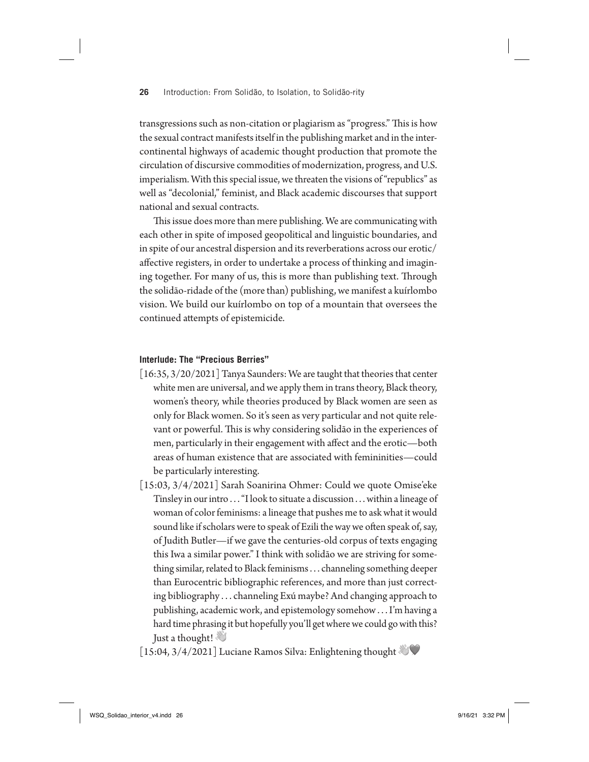transgressions such as non-citation or plagiarism as "progress." This is how the sexual contract manifests itself in the publishing market and in the intercontinental highways of academic thought production that promote the circulation of discursive commodities of modernization, progress, and U.S. imperialism. With this special issue, we threaten the visions of "republics" as well as "decolonial," feminist, and Black academic discourses that support national and sexual contracts.

This issue does more than mere publishing. We are communicating with each other in spite of imposed geopolitical and linguistic boundaries, and in spite of our ancestral dispersion and its reverberations across our erotic/affective registers, in order to undertake a process of thinking and imagining together. For many of us, this is more than publishing text. Through the solidão-ridade of the (more than) publishing, we manifest a kuírlombo vision. We build our kuírlombo on top of a mountain that oversees the continued attempts of epistemicide.

### Interlude: The "Precious Berries"

[16:35, 3/20/2021] Tanya Saunders: We are taught that theories that center white men are universal, and we apply them in trans theory, Black theory, women's theory, while theories produced by Black women are seen as only for Black women. So it's seen as very particular and not quite relevant or powerful. This is why considering solidão in the experiences of men, particularly in their engagement with affect and the erotic—both areas of human existence that are associated with femininities—could be particularly interesting.

[15:03, 3/4/2021] Sarah Soanirina Ohmer: Could we quote Omise'eke Tinsley in our intro . . . "I look to situate a discussion . . . within a lineage of woman of color feminisms: a lineage that pushes me to ask what it would sound like if scholars were to speak of Ezili the way we often speak of, say, of Judith Butler—if we gave the centuries-old corpus of texts engaging this Iwa a similar power." I think with solidão we are striving for something similar, related to Black feminisms . . . channeling something deeper than Eurocentric bibliographic references, and more than just correcting bibliography . . . channeling Exú maybe? And changing approach to publishing, academic work, and epistemology somehow . . . I'm having a hard time phrasing it but hopefully you'll get where we could go with this? Just a thought! 👋

[15:04, 3/4/2021] Luciane Ramos Silva: Enlightening thought 👋🖤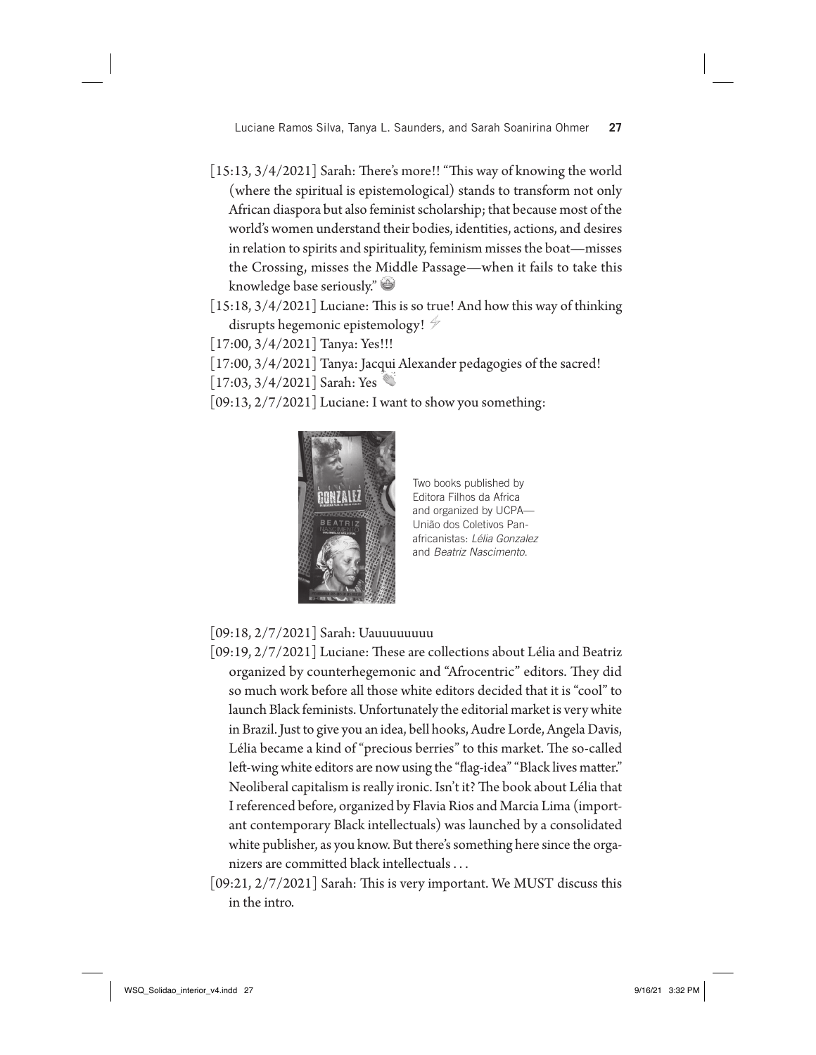[15:13, 3/4/2021] Sarah: There's more!! "This way of knowing the world (where the spiritual is epistemological) stands to transform not only African diaspora but also feminist scholarship; that because most of the world's women understand their bodies, identities, actions, and desires in relation to spirits and spirituality, feminism misses the boat—misses the Crossing, misses the Middle Passage—when it fails to take this knowledge base seriously." 🤩

[15:18, 3/4/2021] Luciane: This is so true! And how this way of thinking disrupts hegemonic epistemology! ⚡

[17:00, 3/4/2021] Tanya: Yes!!!

[17:00, 3/4/2021] Tanya: Jacqui Alexander pedagogies of the sacred!

[17:03, 3/4/2021] Sarah: Yes 👏

[09:13, 2/7/2021] Luciane: I want to show you something:

Two books published by Editora Filhos da Africa and organized by UCPA—União dos Coletivos Pan-africanistas: *Lélia Gonzalez* and *Beatriz Nascimento*.

[09:18, 2/7/2021] Sarah: Uauuuuuuuu

[09:19, 2/7/2021] Luciane: These are collections about Lélia and Beatriz organized by counterhegemonic and "Afrocentric" editors. They did so much work before all those white editors decided that it is "cool" to launch Black feminists. Unfortunately the editorial market is very white in Brazil. Just to give you an idea, bell hooks, Audre Lorde, Angela Davis, Lélia became a kind of "precious berries" to this market. The so-called left-wing white editors are now using the "flag-idea" "Black lives matter." Neoliberal capitalism is really ironic. Isn't it? The book about Lélia that I referenced before, organized by Flavia Rios and Marcia Lima (important contemporary Black intellectuals) was launched by a consolidated white publisher, as you know. But there's something here since the organizers are committed black intellectuals . . .

[09:21, 2/7/2021] Sarah: This is very important. We MUST discuss this in the intro.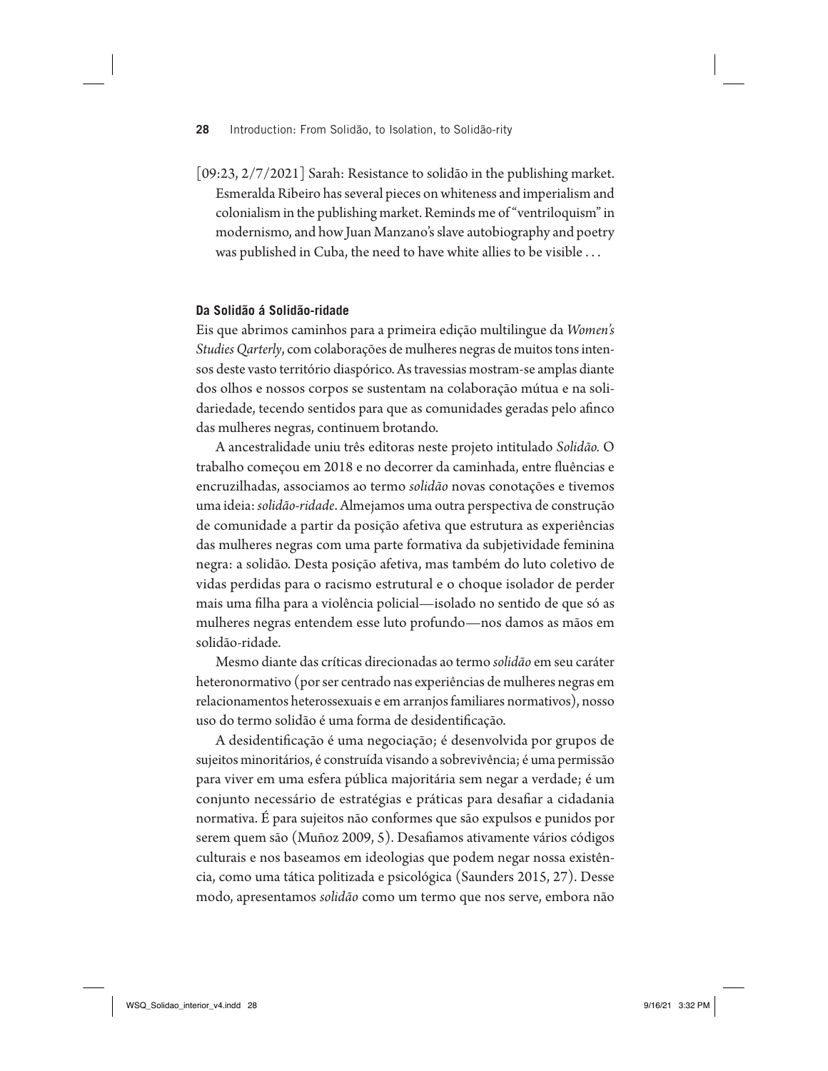[09:23, 2/7/2021] Sarah: Resistance to solidão in the publishing market. Esmeralda Ribeiro has several pieces on whiteness and imperialism and colonialism in the publishing market. Reminds me of "ventriloquism" in modernismo, and how Juan Manzano's slave autobiography and poetry was published in Cuba, the need to have white allies to be visible . . .

### Da Solidão á Solidão-ridade

Eis que abrimos caminhos para a primeira edição multilingue da *Women's Studies Qarterly*, com colaborações de mulheres negras de muitos tons intensos deste vasto território diaspórico. As travessias mostram-se amplas diante dos olhos e nossos corpos se sustentam na colaboração mútua e na solidariedade, tecendo sentidos para que as comunidades geradas pelo afinco das mulheres negras, continuem brotando.

A ancestralidade uniu três editoras neste projeto intitulado *Solidão.* O trabalho começou em 2018 e no decorrer da caminhada, entre fluências e encruzilhadas, associamos ao termo *solidão* novas conotações e tivemos uma ideia: *solidão-ridade*. Almejamos uma outra perspectiva de construção de comunidade a partir da posição afetiva que estrutura as experiências das mulheres negras com uma parte formativa da subjetividade feminina negra: a solidão. Desta posição afetiva, mas também do luto coletivo de vidas perdidas para o racismo estrutural e o choque isolador de perder mais uma filha para a violência policial—isolado no sentido de que só as mulheres negras entendem esse luto profundo—nos damos as mãos em solidão-ridade.

Mesmo diante das críticas direcionadas ao termo *solidão* em seu caráter heteronormativo (por ser centrado nas experiências de mulheres negras em relacionamentos heterossexuais e em arranjos familiares normativos), nosso uso do termo solidão é uma forma de desidentificação.

A desidentificação é uma negociação; é desenvolvida por grupos de sujeitos minoritários, é construída visando a sobrevivência; é uma permissão para viver em uma esfera pública majoritária sem negar a verdade; é um conjunto necessário de estratégias e práticas para desafiar a cidadania normativa. É para sujeitos não conformes que são expulsos e punidos por serem quem são (Muñoz 2009, 5). Desafiamos ativamente vários códigos culturais e nos baseamos em ideologias que podem negar nossa existência, como uma tática politizada e psicológica (Saunders 2015, 27). Desse modo, apresentamos *solidão* como um termo que nos serve, embora não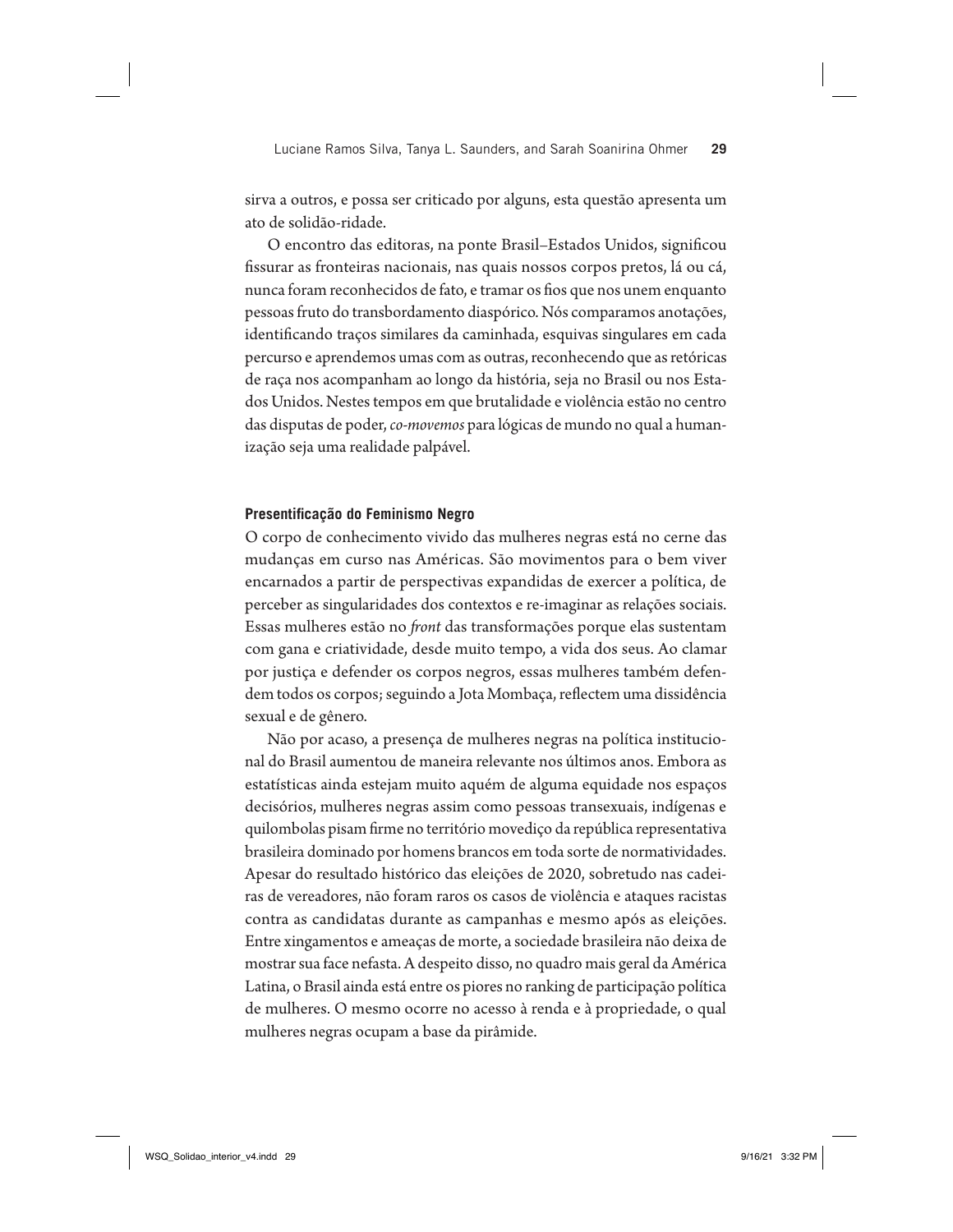sirva a outros, e possa ser criticado por alguns, esta questão apresenta um ato de solidão-ridade.

O encontro das editoras, na ponte Brasil–Estados Unidos, significou fissurar as fronteiras nacionais, nas quais nossos corpos pretos, lá ou cá, nunca foram reconhecidos de fato, e tramar os fios que nos unem enquanto pessoas fruto do transbordamento diaspórico. Nós comparamos anotações, identificando traços similares da caminhada, esquivas singulares em cada percurso e aprendemos umas com as outras, reconhecendo que as retóricas de raça nos acompanham ao longo da história, seja no Brasil ou nos Estados Unidos. Nestes tempos em que brutalidade e violência estão no centro das disputas de poder, *co-movemos* para lógicas de mundo no qual a humanização seja uma realidade palpável.

### Presentificação do Feminismo Negro

O corpo de conhecimento vivido das mulheres negras está no cerne das mudanças em curso nas Américas. São movimentos para o bem viver encarnados a partir de perspectivas expandidas de exercer a política, de perceber as singularidades dos contextos e re-imaginar as relações sociais. Essas mulheres estão no *front* das transformações porque elas sustentam com gana e criatividade, desde muito tempo, a vida dos seus. Ao clamar por justiça e defender os corpos negros, essas mulheres também defendem todos os corpos; seguindo a Jota Mombaça, reflectem uma dissidência sexual e de gênero.

Não por acaso, a presença de mulheres negras na política institucional do Brasil aumentou de maneira relevante nos últimos anos. Embora as estatísticas ainda estejam muito aquém de alguma equidade nos espaços decisórios, mulheres negras assim como pessoas transexuais, indígenas e quilombolas pisam firme no território movediço da república representativa brasileira dominado por homens brancos em toda sorte de normatividades. Apesar do resultado histórico das eleições de 2020, sobretudo nas cadeiras de vereadores, não foram raros os casos de violência e ataques racistas contra as candidatas durante as campanhas e mesmo após as eleições. Entre xingamentos e ameaças de morte, a sociedade brasileira não deixa de mostrar sua face nefasta. A despeito disso, no quadro mais geral da América Latina, o Brasil ainda está entre os piores no ranking de participação política de mulheres. O mesmo ocorre no acesso à renda e à propriedade, o qual mulheres negras ocupam a base da pirâmide.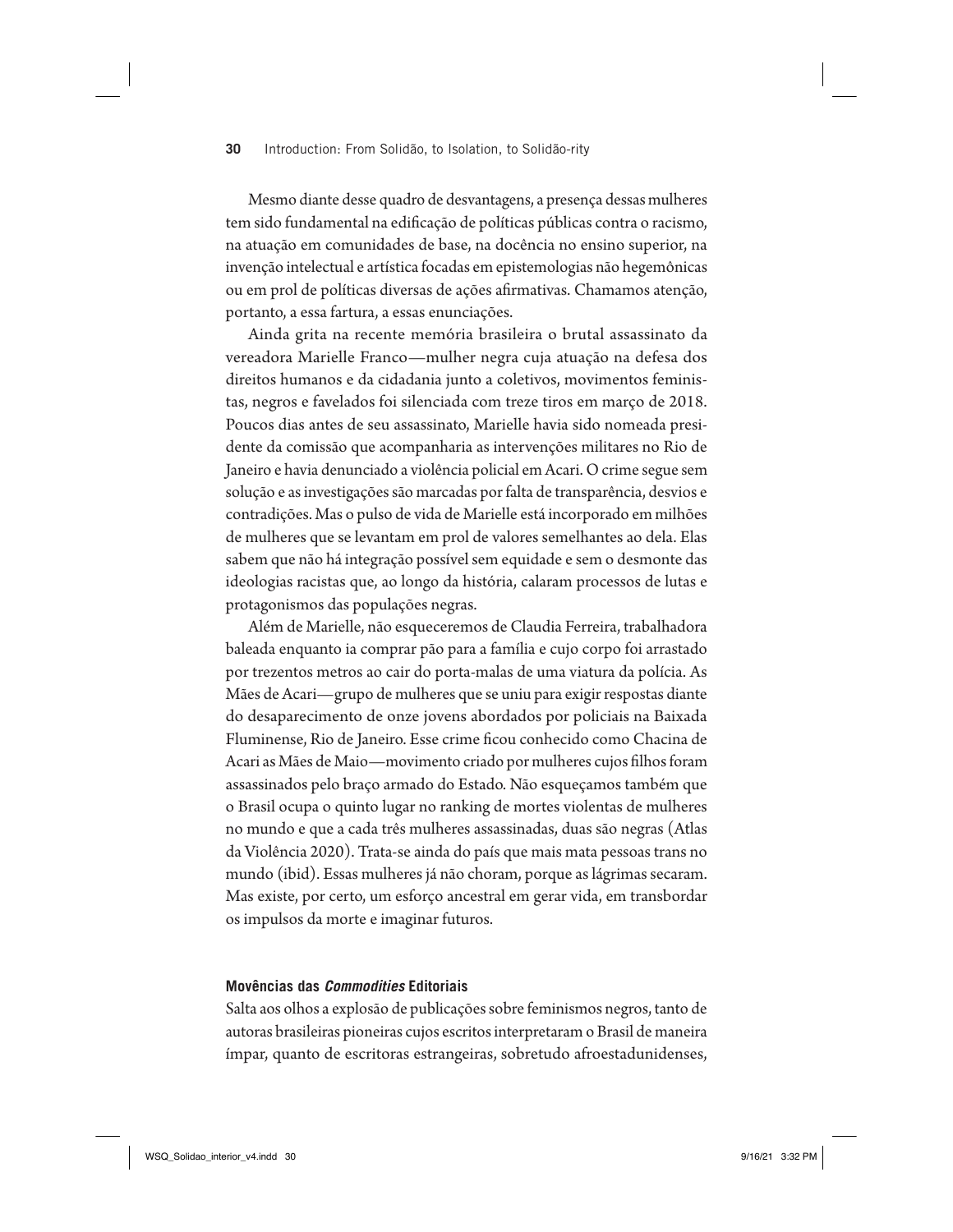Mesmo diante desse quadro de desvantagens, a presença dessas mulheres tem sido fundamental na edificação de políticas públicas contra o racismo, na atuação em comunidades de base, na docência no ensino superior, na invenção intelectual e artística focadas em epistemologias não hegemônicas ou em prol de políticas diversas de ações afirmativas. Chamamos atenção, portanto, a essa fartura, a essas enunciações.

Ainda grita na recente memória brasileira o brutal assassinato da vereadora Marielle Franco—mulher negra cuja atuação na defesa dos direitos humanos e da cidadania junto a coletivos, movimentos feministas, negros e favelados foi silenciada com treze tiros em março de 2018. Poucos dias antes de seu assassinato, Marielle havia sido nomeada presidente da comissão que acompanharia as intervenções militares no Rio de Janeiro e havia denunciado a violência policial em Acari. O crime segue sem solução e as investigações são marcadas por falta de transparência, desvios e contradições. Mas o pulso de vida de Marielle está incorporado em milhões de mulheres que se levantam em prol de valores semelhantes ao dela. Elas sabem que não há integração possível sem equidade e sem o desmonte das ideologias racistas que, ao longo da história, calaram processos de lutas e protagonismos das populações negras.

Além de Marielle, não esqueceremos de Claudia Ferreira, trabalhadora baleada enquanto ia comprar pão para a família e cujo corpo foi arrastado por trezentos metros ao cair do porta-malas de uma viatura da polícia. As Mães de Acari—grupo de mulheres que se uniu para exigir respostas diante do desaparecimento de onze jovens abordados por policiais na Baixada Fluminense, Rio de Janeiro. Esse crime ficou conhecido como Chacina de Acari as Mães de Maio—movimento criado por mulheres cujos filhos foram assassinados pelo braço armado do Estado. Não esqueçamos também que o Brasil ocupa o quinto lugar no ranking de mortes violentas de mulheres no mundo e que a cada três mulheres assassinadas, duas são negras (Atlas da Violência 2020). Trata-se ainda do país que mais mata pessoas trans no mundo (ibid). Essas mulheres já não choram, porque as lágrimas secaram. Mas existe, por certo, um esforço ancestral em gerar vida, em transbordar os impulsos da morte e imaginar futuros.

### Movências das *Commodities* Editoriais

Salta aos olhos a explosão de publicações sobre feminismos negros, tanto de autoras brasileiras pioneiras cujos escritos interpretaram o Brasil de maneira ímpar, quanto de escritoras estrangeiras, sobretudo afroestadunidenses,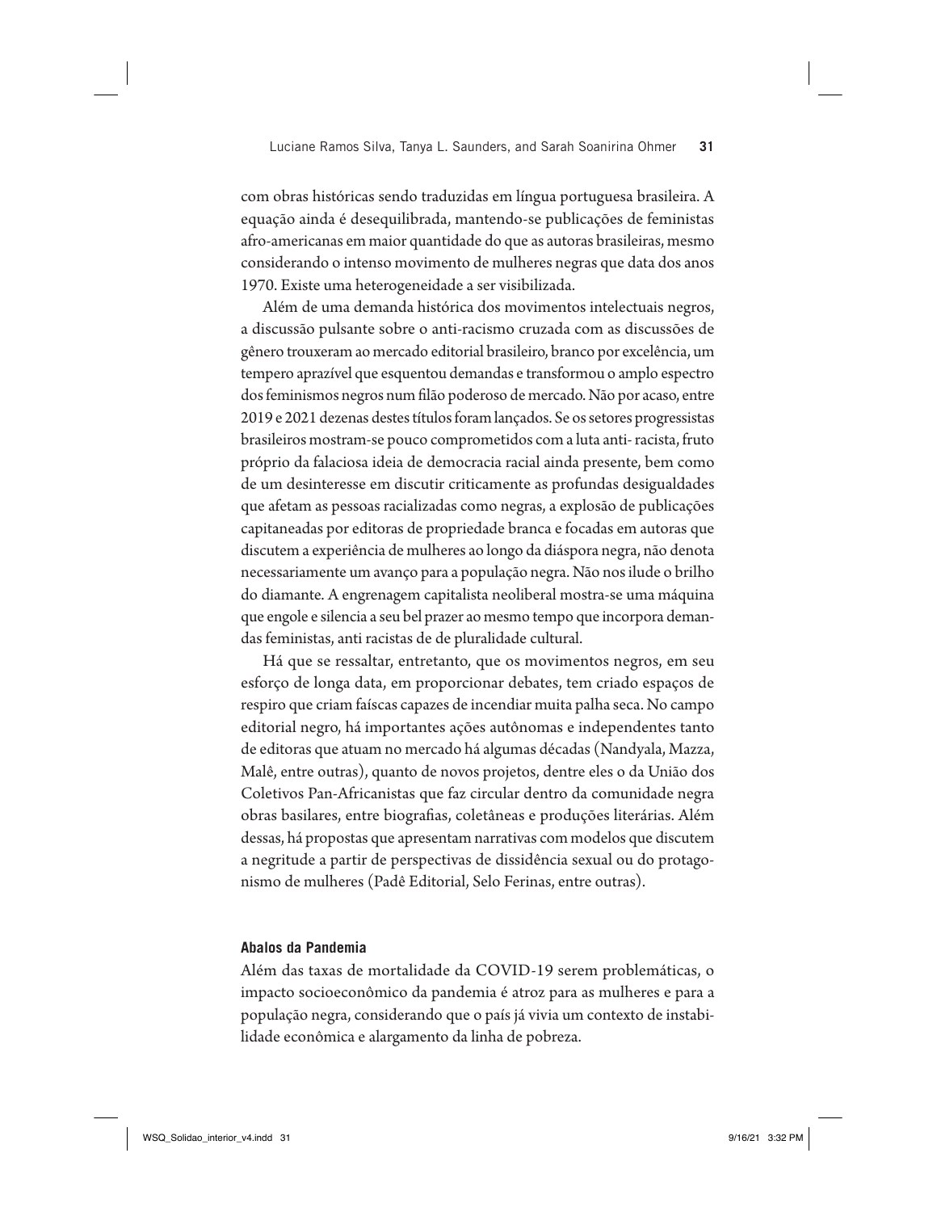com obras históricas sendo traduzidas em língua portuguesa brasileira. A equação ainda é desequilibrada, mantendo-se publicações de feministas afro-americanas em maior quantidade do que as autoras brasileiras, mesmo considerando o intenso movimento de mulheres negras que data dos anos 1970. Existe uma heterogeneidade a ser visibilizada.

Além de uma demanda histórica dos movimentos intelectuais negros, a discussão pulsante sobre o anti-racismo cruzada com as discussões de gênero trouxeram ao mercado editorial brasileiro, branco por excelência, um tempero aprazível que esquentou demandas e transformou o amplo espectro dos feminismos negros num filão poderoso de mercado. Não por acaso, entre 2019 e 2021 dezenas destes títulos foram lançados. Se os setores progressistas brasileiros mostram-se pouco comprometidos com a luta anti- racista, fruto próprio da falaciosa ideia de democracia racial ainda presente, bem como de um desinteresse em discutir criticamente as profundas desigualdades que afetam as pessoas racializadas como negras, a explosão de publicações capitaneadas por editoras de propriedade branca e focadas em autoras que discutem a experiência de mulheres ao longo da diáspora negra, não denota necessariamente um avanço para a população negra. Não nos ilude o brilho do diamante. A engrenagem capitalista neoliberal mostra-se uma máquina que engole e silencia a seu bel prazer ao mesmo tempo que incorpora demandas feministas, anti racistas de de pluralidade cultural.

Há que se ressaltar, entretanto, que os movimentos negros, em seu esforço de longa data, em proporcionar debates, tem criado espaços de respiro que criam faíscas capazes de incendiar muita palha seca. No campo editorial negro, há importantes ações autônomas e independentes tanto de editoras que atuam no mercado há algumas décadas (Nandyala, Mazza, Malê, entre outras), quanto de novos projetos, dentre eles o da União dos Coletivos Pan-Africanistas que faz circular dentro da comunidade negra obras basilares, entre biografias, coletâneas e produções literárias. Além dessas, há propostas que apresentam narrativas com modelos que discutem a negritude a partir de perspectivas de dissidência sexual ou do protagonismo de mulheres (Padê Editorial, Selo Ferinas, entre outras).

### Abalos da Pandemia

Além das taxas de mortalidade da COVID-19 serem problemáticas, o impacto socioeconômico da pandemia é atroz para as mulheres e para a população negra, considerando que o país já vivia um contexto de instabilidade econômica e alargamento da linha de pobreza.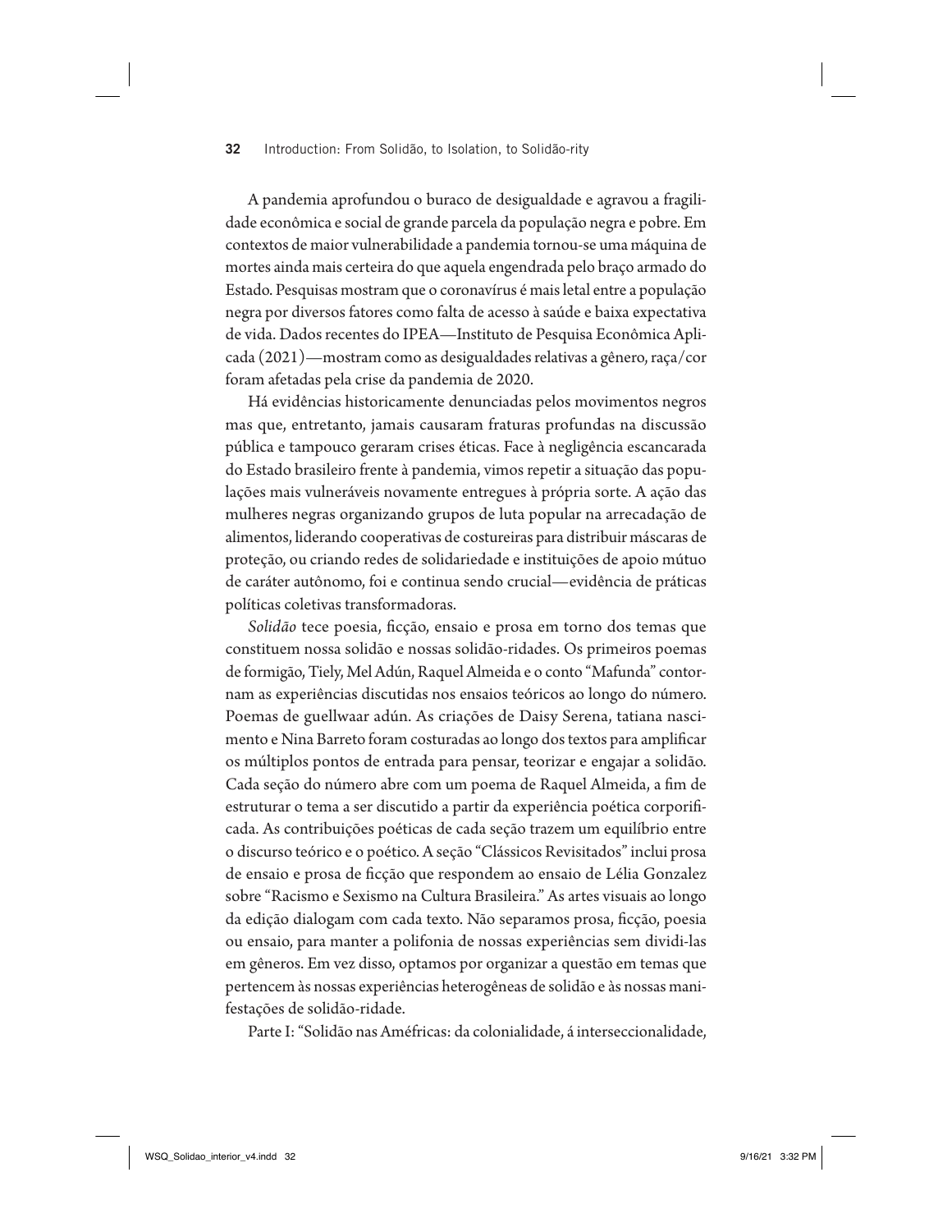A pandemia aprofundou o buraco de desigualdade e agravou a fragilidade econômica e social de grande parcela da população negra e pobre. Em contextos de maior vulnerabilidade a pandemia tornou-se uma máquina de mortes ainda mais certeira do que aquela engendrada pelo braço armado do Estado. Pesquisas mostram que o coronavírus é mais letal entre a população negra por diversos fatores como falta de acesso à saúde e baixa expectativa de vida. Dados recentes do IPEA—Instituto de Pesquisa Econômica Aplicada (2021)—mostram como as desigualdades relativas a gênero, raça/cor foram afetadas pela crise da pandemia de 2020.

Há evidências historicamente denunciadas pelos movimentos negros mas que, entretanto, jamais causaram fraturas profundas na discussão pública e tampouco geraram crises éticas. Face à negligência escancarada do Estado brasileiro frente à pandemia, vimos repetir a situação das populações mais vulneráveis novamente entregues à própria sorte. A ação das mulheres negras organizando grupos de luta popular na arrecadação de alimentos, liderando cooperativas de costureiras para distribuir máscaras de proteção, ou criando redes de solidariedade e instituições de apoio mútuo de caráter autônomo, foi e continua sendo crucial—evidência de práticas políticas coletivas transformadoras.

*Solidão* tece poesia, ficção, ensaio e prosa em torno dos temas que constituem nossa solidão e nossas solidão-ridades. Os primeiros poemas de formigão, Tiely, Mel Adún, Raquel Almeida e o conto "Mafunda" contornam as experiências discutidas nos ensaios teóricos ao longo do número. Poemas de guellwaar adún. As criações de Daisy Serena, tatiana nascimento e Nina Barreto foram costuradas ao longo dos textos para amplificar os múltiplos pontos de entrada para pensar, teorizar e engajar a solidão. Cada seção do número abre com um poema de Raquel Almeida, a fim de estruturar o tema a ser discutido a partir da experiência poética corporificada. As contribuições poéticas de cada seção trazem um equilíbrio entre o discurso teórico e o poético. A seção "Clássicos Revisitados" inclui prosa de ensaio e prosa de ficção que respondem ao ensaio de Lélia Gonzalez sobre "Racismo e Sexismo na Cultura Brasileira." As artes visuais ao longo da edição dialogam com cada texto. Não separamos prosa, ficção, poesia ou ensaio, para manter a polifonia de nossas experiências sem dividi-las em gêneros. Em vez disso, optamos por organizar a questão em temas que pertencem às nossas experiências heterogêneas de solidão e às nossas manifestações de solidão-ridade.

Parte I: "Solidão nas Améfricas: da colonialidade, á interseccionalidade,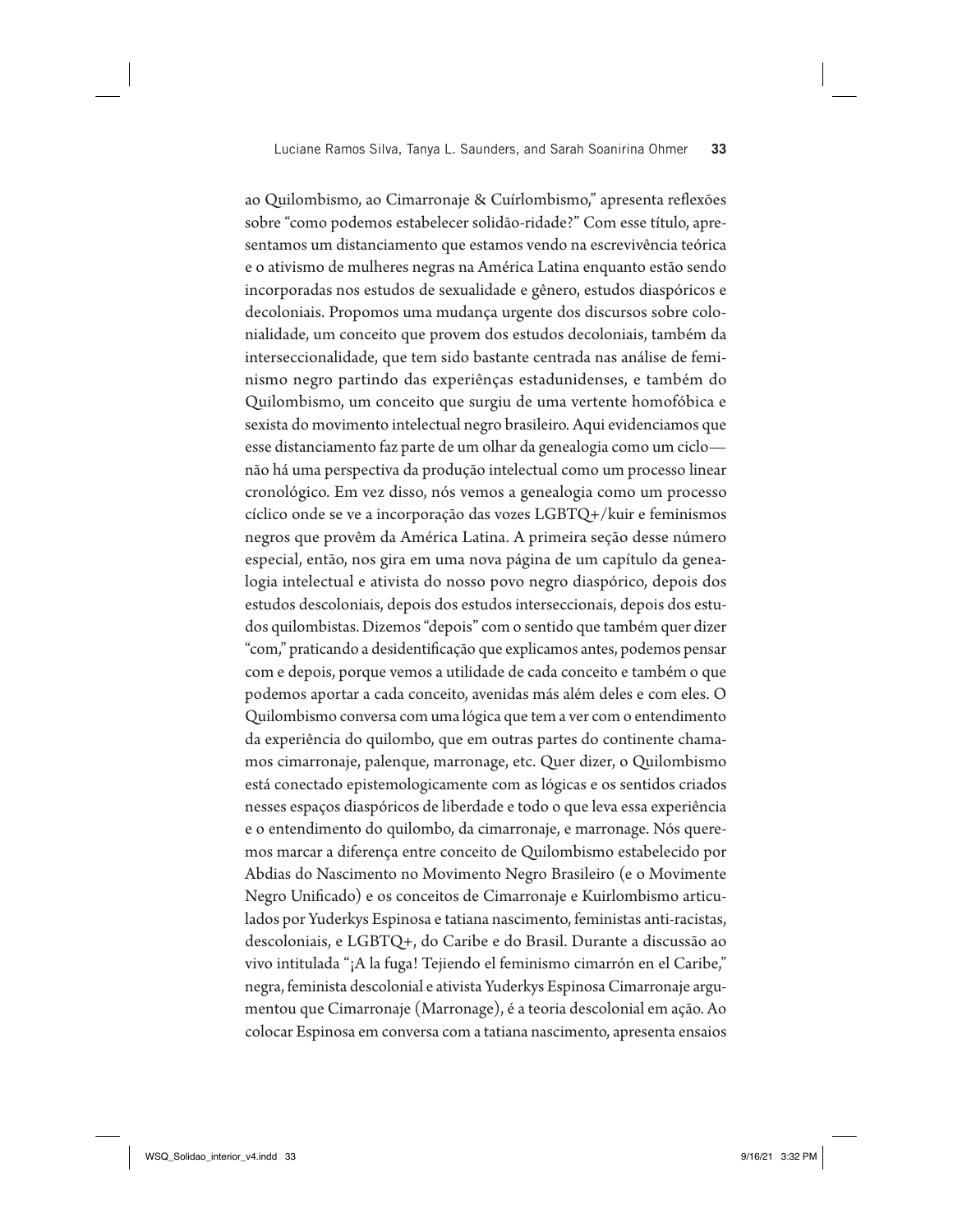ao Quilombismo, ao Cimarronaje & Cuírlombismo," apresenta reflexões sobre "como podemos estabelecer solidão-ridade?" Com esse título, apresentamos um distanciamento que estamos vendo na escrevivência teórica e o ativismo de mulheres negras na América Latina enquanto estão sendo incorporadas nos estudos de sexualidade e gênero, estudos diaspóricos e decoloniais. Propomos uma mudança urgente dos discursos sobre colonialidade, um conceito que provem dos estudos decoloniais, também da interseccionalidade, que tem sido bastante centrada nas análise de feminismo negro partindo das experiênças estadunidenses, e também do Quilombismo, um conceito que surgiu de uma vertente homofóbica e sexista do movimento intelectual negro brasileiro. Aqui evidenciamos que esse distanciamento faz parte de um olhar da genealogia como um ciclo—não há uma perspectiva da produção intelectual como um processo linear cronológico. Em vez disso, nós vemos a genealogia como um processo cíclico onde se ve a incorporação das vozes LGBTQ+/kuir e feminismos negros que provêm da América Latina. A primeira seção desse número especial, então, nos gira em uma nova página de um capítulo da genealogia intelectual e ativista do nosso povo negro diaspórico, depois dos estudos descoloniais, depois dos estudos interseccionais, depois dos estudos quilombistas. Dizemos "depois" com o sentido que também quer dizer "com," praticando a desidentificação que explicamos antes, podemos pensar com e depois, porque vemos a utilidade de cada conceito e também o que podemos aportar a cada conceito, avenidas más além deles e com eles. O Quilombismo conversa com uma lógica que tem a ver com o entendimento da experiência do quilombo, que em outras partes do continente chamamos cimarronaje, palenque, marronage, etc. Quer dizer, o Quilombismo está conectado epistemologicamente com as lógicas e os sentidos criados nesses espaços diaspóricos de liberdade e todo o que leva essa experiência e o entendimento do quilombo, da cimarronaje, e marronage. Nós queremos marcar a diferença entre conceito de Quilombismo estabelecido por Abdias do Nascimento no Movimento Negro Brasileiro (e o Movimente Negro Unificado) e os conceitos de Cimarronaje e Kuirlombismo articulados por Yuderkys Espinosa e tatiana nascimento, feministas anti-racistas, descoloniais, e LGBTQ+, do Caribe e do Brasil. Durante a discussão ao vivo intitulada "¡A la fuga! Tejiendo el feminismo cimarrón en el Caribe," negra, feminista descolonial e ativista Yuderkys Espinosa Cimarronaje argumentou que Cimarronaje (Marronage), é a teoria descolonial em ação. Ao colocar Espinosa em conversa com a tatiana nascimento, apresenta ensaios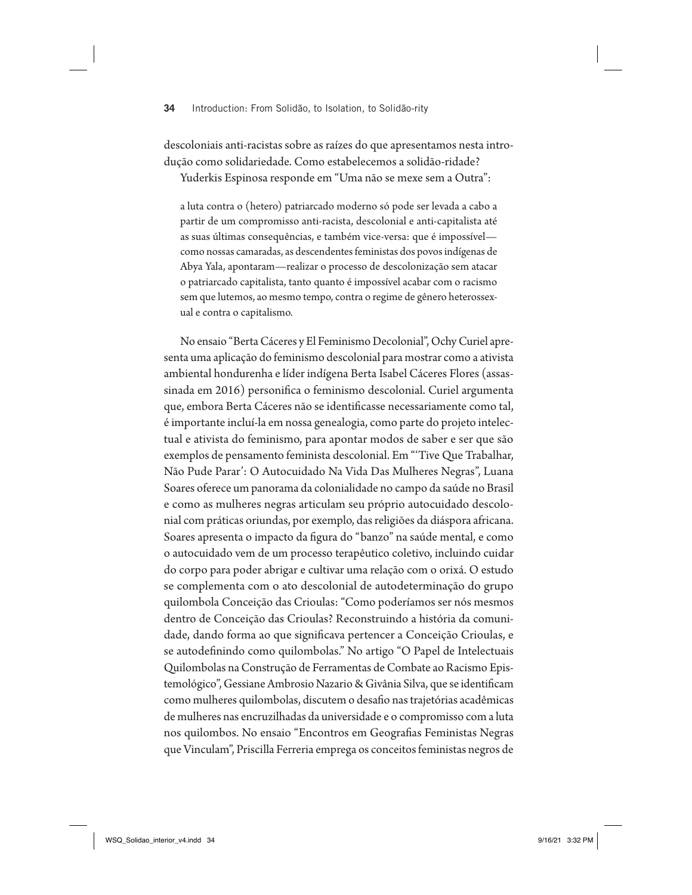descoloniais anti-racistas sobre as raízes do que apresentamos nesta introdução como solidariedade. Como estabelecemos a solidão-ridade?

Yuderkis Espinosa responde em "Uma não se mexe sem a Outra":

> a luta contra o (hetero) patriarcado moderno só pode ser levada a cabo a partir de um compromisso anti-racista, descolonial e anti-capitalista até as suas últimas consequências, e também vice-versa: que é impossível—como nossas camaradas, as descendentes feministas dos povos indígenas de Abya Yala, apontaram—realizar o processo de descolonização sem atacar o patriarcado capitalista, tanto quanto é impossível acabar com o racismo sem que lutemos, ao mesmo tempo, contra o regime de gênero heterossexual e contra o capitalismo.

No ensaio "Berta Cáceres y El Feminismo Decolonial", Ochy Curiel apresenta uma aplicação do feminismo descolonial para mostrar como a ativista ambiental hondurenha e líder indígena Berta Isabel Cáceres Flores (assassinada em 2016) personifica o feminismo descolonial. Curiel argumenta que, embora Berta Cáceres não se identificasse necessariamente como tal, é importante incluí-la em nossa genealogia, como parte do projeto intelectual e ativista do feminismo, para apontar modos de saber e ser que são exemplos de pensamento feminista descolonial. Em "'Tive Que Trabalhar, Não Pude Parar': O Autocuidado Na Vida Das Mulheres Negras", Luana Soares oferece um panorama da colonialidade no campo da saúde no Brasil e como as mulheres negras articulam seu próprio autocuidado descolonial com práticas oriundas, por exemplo, das religiões da diáspora africana. Soares apresenta o impacto da figura do "banzo" na saúde mental, e como o autocuidado vem de um processo terapêutico coletivo, incluindo cuidar do corpo para poder abrigar e cultivar uma relação com o orixá. O estudo se complementa com o ato descolonial de autodeterminação do grupo quilombola Conceição das Crioulas: "Como poderíamos ser nós mesmos dentro de Conceição das Crioulas? Reconstruindo a história da comunidade, dando forma ao que significava pertencer a Conceição Crioulas, e se autodefinindo como quilombolas." No artigo "O Papel de Intelectuais Quilombolas na Construção de Ferramentas de Combate ao Racismo Epistemológico", Gessiane Ambrosio Nazario & Givânia Silva, que se identificam como mulheres quilombolas, discutem o desafio nas trajetórias acadêmicas de mulheres nas encruzilhadas da universidade e o compromisso com a luta nos quilombos. No ensaio "Encontros em Geografias Feministas Negras que Vinculam", Priscilla Ferreria emprega os conceitos feministas negros de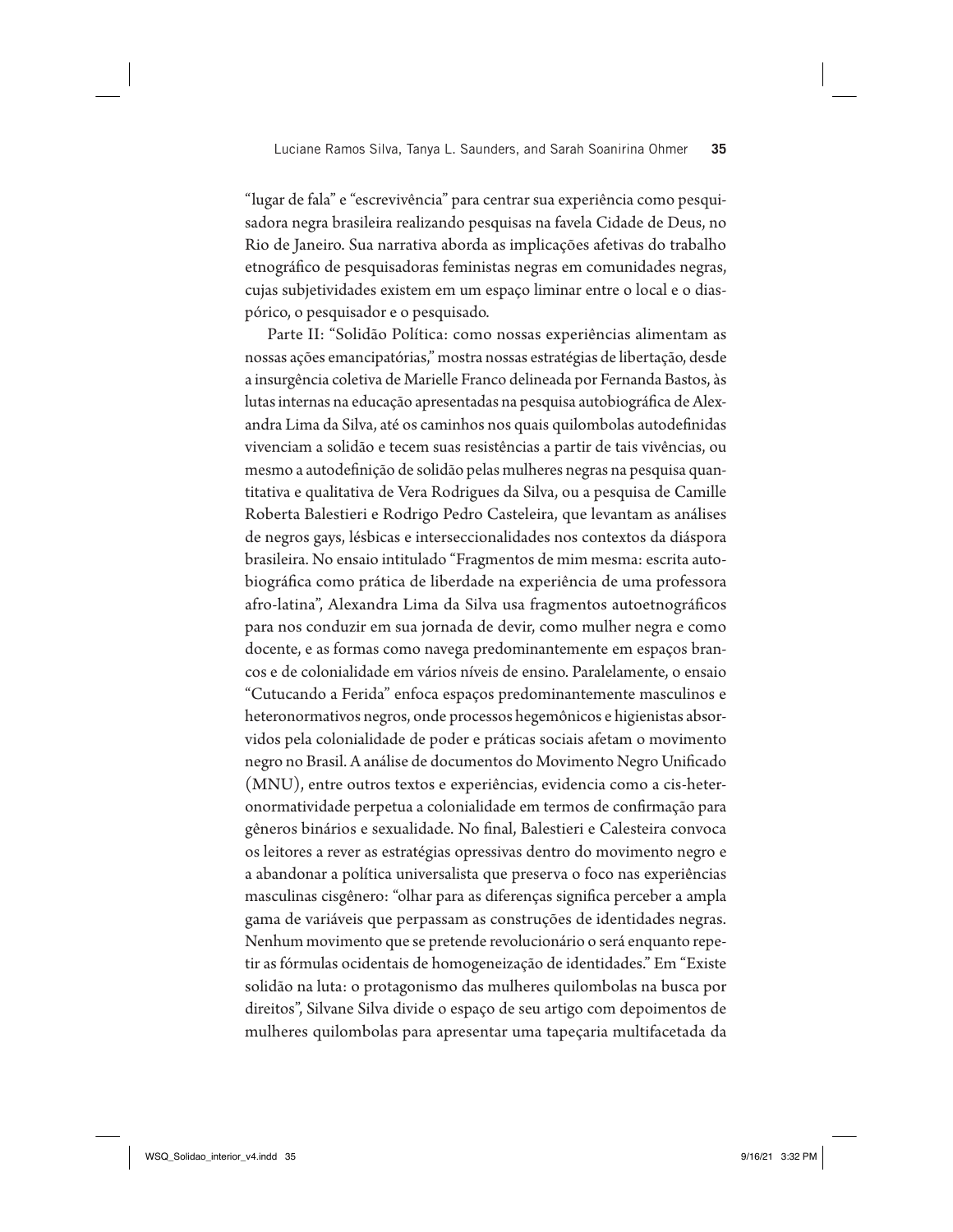"lugar de fala" e "escrevivência" para centrar sua experiência como pesquisadora negra brasileira realizando pesquisas na favela Cidade de Deus, no Rio de Janeiro. Sua narrativa aborda as implicações afetivas do trabalho etnográfico de pesquisadoras feministas negras em comunidades negras, cujas subjetividades existem em um espaço liminar entre o local e o diaspórico, o pesquisador e o pesquisado.

Parte II: "Solidão Política: como nossas experiências alimentam as nossas ações emancipatórias," mostra nossas estratégias de libertação, desde a insurgência coletiva de Marielle Franco delineada por Fernanda Bastos, às lutas internas na educação apresentadas na pesquisa autobiográfica de Alexandra Lima da Silva, até os caminhos nos quais quilombolas autodefinidas vivenciam a solidão e tecem suas resistências a partir de tais vivências, ou mesmo a autodefinição de solidão pelas mulheres negras na pesquisa quantitativa e qualitativa de Vera Rodrigues da Silva, ou a pesquisa de Camille Roberta Balestieri e Rodrigo Pedro Casteleira, que levantam as análises de negros gays, lésbicas e interseccionalidades nos contextos da diáspora brasileira. No ensaio intitulado "Fragmentos de mim mesma: escrita autobiográfica como prática de liberdade na experiência de uma professora afro-latina", Alexandra Lima da Silva usa fragmentos autoetnográficos para nos conduzir em sua jornada de devir, como mulher negra e como docente, e as formas como navega predominantemente em espaços brancos e de colonialidade em vários níveis de ensino. Paralelamente, o ensaio "Cutucando a Ferida" enfoca espaços predominantemente masculinos e heteronormativos negros, onde processos hegemônicos e higienistas absorvidos pela colonialidade de poder e práticas sociais afetam o movimento negro no Brasil. A análise de documentos do Movimento Negro Unificado (MNU), entre outros textos e experiências, evidencia como a cis-heteronormatividade perpetua a colonialidade em termos de confirmação para gêneros binários e sexualidade. No final, Balestieri e Calesteira convoca os leitores a rever as estratégias opressivas dentro do movimento negro e a abandonar a política universalista que preserva o foco nas experiências masculinas cisgênero: "olhar para as diferenças significa perceber a ampla gama de variáveis que perpassam as construções de identidades negras. Nenhum movimento que se pretende revolucionário o será enquanto repetir as fórmulas ocidentais de homogeneização de identidades." Em "Existe solidão na luta: o protagonismo das mulheres quilombolas na busca por direitos", Silvane Silva divide o espaço de seu artigo com depoimentos de mulheres quilombolas para apresentar uma tapeçaria multifacetada da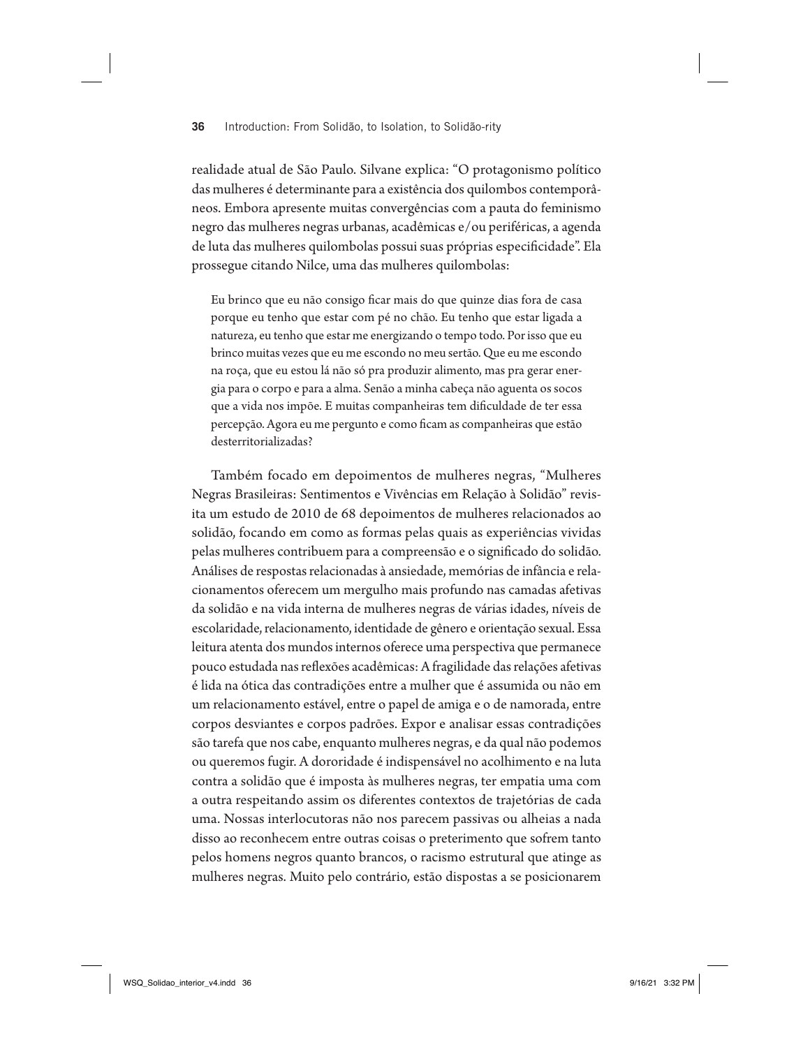realidade atual de São Paulo. Silvane explica: "O protagonismo político das mulheres é determinante para a existência dos quilombos contemporâneos. Embora apresente muitas convergências com a pauta do feminismo negro das mulheres negras urbanas, acadêmicas e/ou periféricas, a agenda de luta das mulheres quilombolas possui suas próprias especificidade". Ela prossegue citando Nilce, uma das mulheres quilombolas:

> Eu brinco que eu não consigo ficar mais do que quinze dias fora de casa porque eu tenho que estar com pé no chão. Eu tenho que estar ligada a natureza, eu tenho que estar me energizando o tempo todo. Por isso que eu brinco muitas vezes que eu me escondo no meu sertão. Que eu me escondo na roça, que eu estou lá não só pra produzir alimento, mas pra gerar energia para o corpo e para a alma. Senão a minha cabeça não aguenta os socos que a vida nos impõe. E muitas companheiras tem dificuldade de ter essa percepção. Agora eu me pergunto e como ficam as companheiras que estão desterritorializadas?

Também focado em depoimentos de mulheres negras, "Mulheres Negras Brasileiras: Sentimentos e Vivências em Relação à Solidão" revisita um estudo de 2010 de 68 depoimentos de mulheres relacionados ao solidão, focando em como as formas pelas quais as experiências vividas pelas mulheres contribuem para a compreensão e o significado do solidão. Análises de respostas relacionadas à ansiedade, memórias de infância e relacionamentos oferecem um mergulho mais profundo nas camadas afetivas da solidão e na vida interna de mulheres negras de várias idades, níveis de escolaridade, relacionamento, identidade de gênero e orientação sexual. Essa leitura atenta dos mundos internos oferece uma perspectiva que permanece pouco estudada nas reflexões acadêmicas: A fragilidade das relações afetivas é lida na ótica das contradições entre a mulher que é assumida ou não em um relacionamento estável, entre o papel de amiga e o de namorada, entre corpos desviantes e corpos padrões. Expor e analisar essas contradições são tarefa que nos cabe, enquanto mulheres negras, e da qual não podemos ou queremos fugir. A dororidade é indispensável no acolhimento e na luta contra a solidão que é imposta às mulheres negras, ter empatia uma com a outra respeitando assim os diferentes contextos de trajetórias de cada uma. Nossas interlocutoras não nos parecem passivas ou alheias a nada disso ao reconhecem entre outras coisas o preterimento que sofrem tanto pelos homens negros quanto brancos, o racismo estrutural que atinge as mulheres negras. Muito pelo contrário, estão dispostas a se posicionarem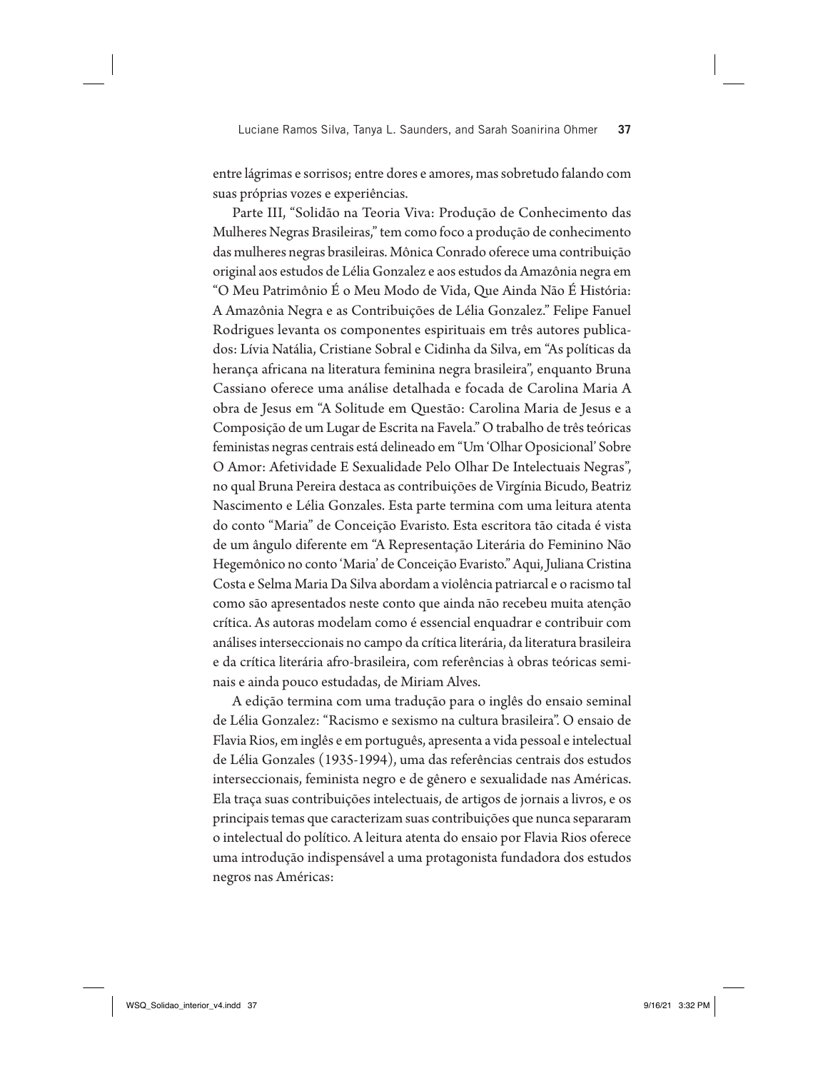entre lágrimas e sorrisos; entre dores e amores, mas sobretudo falando com suas próprias vozes e experiências.

Parte III, "Solidão na Teoria Viva: Produção de Conhecimento das Mulheres Negras Brasileiras," tem como foco a produção de conhecimento das mulheres negras brasileiras. Mônica Conrado oferece uma contribuição original aos estudos de Lélia Gonzalez e aos estudos da Amazônia negra em "O Meu Patrimônio É o Meu Modo de Vida, Que Ainda Não É História: A Amazônia Negra e as Contribuições de Lélia Gonzalez." Felipe Fanuel Rodrigues levanta os componentes espirituais em três autores publicados: Lívia Natália, Cristiane Sobral e Cidinha da Silva, em "As políticas da herança africana na literatura feminina negra brasileira", enquanto Bruna Cassiano oferece uma análise detalhada e focada de Carolina Maria A obra de Jesus em "A Solitude em Questão: Carolina Maria de Jesus e a Composição de um Lugar de Escrita na Favela." O trabalho de três teóricas feministas negras centrais está delineado em "Um 'Olhar Oposicional' Sobre O Amor: Afetividade E Sexualidade Pelo Olhar De Intelectuais Negras", no qual Bruna Pereira destaca as contribuições de Virgínia Bicudo, Beatriz Nascimento e Lélia Gonzales. Esta parte termina com uma leitura atenta do conto "Maria" de Conceição Evaristo. Esta escritora tão citada é vista de um ângulo diferente em "A Representação Literária do Feminino Não Hegemônico no conto 'Maria' de Conceição Evaristo." Aqui, Juliana Cristina Costa e Selma Maria Da Silva abordam a violência patriarcal e o racismo tal como são apresentados neste conto que ainda não recebeu muita atenção crítica. As autoras modelam como é essencial enquadrar e contribuir com análises interseccionais no campo da crítica literária, da literatura brasileira e da crítica literária afro-brasileira, com referências à obras teóricas seminais e ainda pouco estudadas, de Miriam Alves.

A edição termina com uma tradução para o inglês do ensaio seminal de Lélia Gonzalez: "Racismo e sexismo na cultura brasileira". O ensaio de Flavia Rios, em inglês e em português, apresenta a vida pessoal e intelectual de Lélia Gonzales (1935-1994), uma das referências centrais dos estudos interseccionais, feminista negro e de gênero e sexualidade nas Américas. Ela traça suas contribuições intelectuais, de artigos de jornais a livros, e os principais temas que caracterizam suas contribuições que nunca separaram o intelectual do político. A leitura atenta do ensaio por Flavia Rios oferece uma introdução indispensável a uma protagonista fundadora dos estudos negros nas Américas: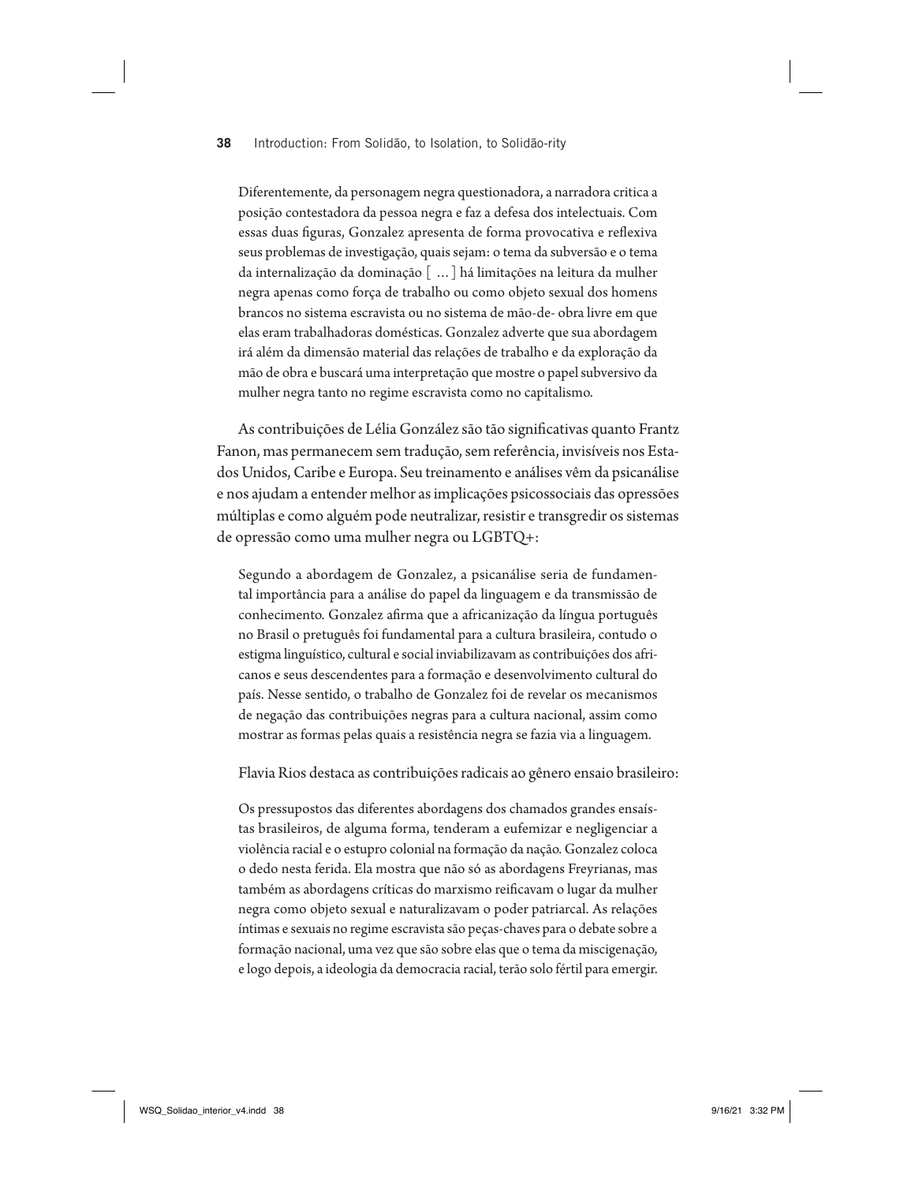Diferentemente, da personagem negra questionadora, a narradora critica a posição contestadora da pessoa negra e faz a defesa dos intelectuais. Com essas duas figuras, Gonzalez apresenta de forma provocativa e reflexiva seus problemas de investigação, quais sejam: o tema da subversão e o tema da internalização da dominação [ … ] há limitações na leitura da mulher negra apenas como força de trabalho ou como objeto sexual dos homens brancos no sistema escravista ou no sistema de mão-de- obra livre em que elas eram trabalhadoras domésticas. Gonzalez adverte que sua abordagem irá além da dimensão material das relações de trabalho e da exploração da mão de obra e buscará uma interpretação que mostre o papel subversivo da mulher negra tanto no regime escravista como no capitalismo.

As contribuições de Lélia González são tão significativas quanto Frantz Fanon, mas permanecem sem tradução, sem referência, invisíveis nos Estados Unidos, Caribe e Europa. Seu treinamento e análises vêm da psicanálise e nos ajudam a entender melhor as implicações psicossociais das opressões múltiplas e como alguém pode neutralizar, resistir e transgredir os sistemas de opressão como uma mulher negra ou LGBTQ+:

Segundo a abordagem de Gonzalez, a psicanálise seria de fundamental importância para a análise do papel da linguagem e da transmissão de conhecimento. Gonzalez afirma que a africanização da língua português no Brasil o pretuguês foi fundamental para a cultura brasileira, contudo o estigma linguístico, cultural e social inviabilizavam as contribuições dos africanos e seus descendentes para a formação e desenvolvimento cultural do país. Nesse sentido, o trabalho de Gonzalez foi de revelar os mecanismos de negação das contribuições negras para a cultura nacional, assim como mostrar as formas pelas quais a resistência negra se fazia via a linguagem.

Flavia Rios destaca as contribuições radicais ao gênero ensaio brasileiro:

Os pressupostos das diferentes abordagens dos chamados grandes ensaístas brasileiros, de alguma forma, tenderam a eufemizar e negligenciar a violência racial e o estupro colonial na formação da nação. Gonzalez coloca o dedo nesta ferida. Ela mostra que não só as abordagens Freyrianas, mas também as abordagens críticas do marxismo reificavam o lugar da mulher negra como objeto sexual e naturalizavam o poder patriarcal. As relações íntimas e sexuais no regime escravista são peças-chaves para o debate sobre a formação nacional, uma vez que são sobre elas que o tema da miscigenação, e logo depois, a ideologia da democracia racial, terão solo fértil para emergir.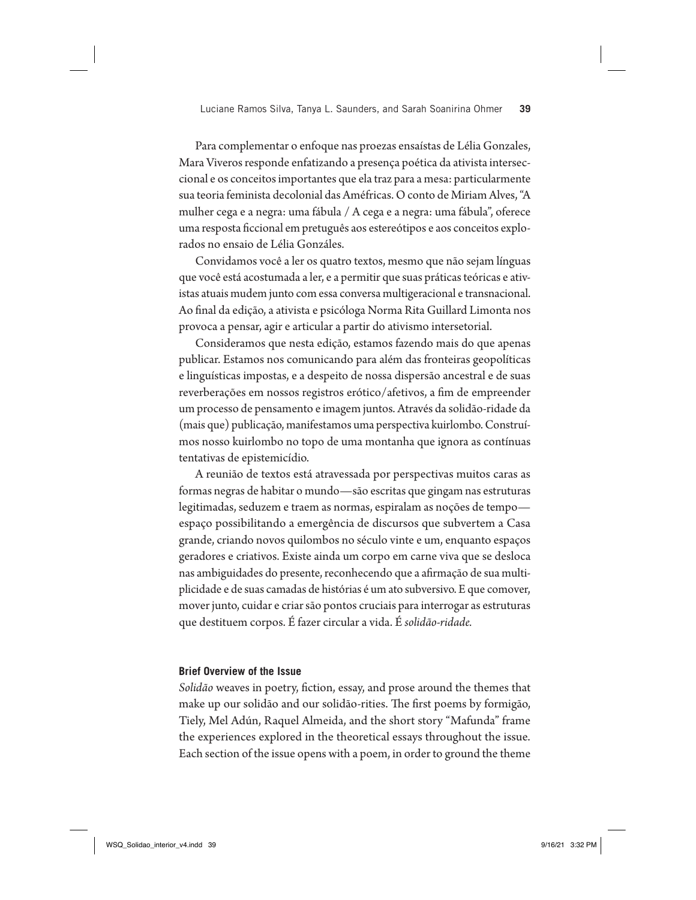Para complementar o enfoque nas proezas ensaístas de Lélia Gonzales, Mara Viveros responde enfatizando a presença poética da ativista interseccional e os conceitos importantes que ela traz para a mesa: particularmente sua teoria feminista decolonial das Améfricas. O conto de Miriam Alves, "A mulher cega e a negra: uma fábula / A cega e a negra: uma fábula", oferece uma resposta ficcional em pretuguês aos estereótipos e aos conceitos explorados no ensaio de Lélia Gonzáles.

Convidamos você a ler os quatro textos, mesmo que não sejam línguas que você está acostumada a ler, e a permitir que suas práticas teóricas e ativistas atuais mudem junto com essa conversa multigeracional e transnacional. Ao final da edição, a ativista e psicóloga Norma Rita Guillard Limonta nos provoca a pensar, agir e articular a partir do ativismo intersetorial.

Consideramos que nesta edição, estamos fazendo mais do que apenas publicar. Estamos nos comunicando para além das fronteiras geopolíticas e linguísticas impostas, e a despeito de nossa dispersão ancestral e de suas reverberações em nossos registros erótico/afetivos, a fim de empreender um processo de pensamento e imagem juntos. Através da solidão-ridade da (mais que) publicação, manifestamos uma perspectiva kuirlombo. Construímos nosso kuirlombo no topo de uma montanha que ignora as contínuas tentativas de epistemicídio.

A reunião de textos está atravessada por perspectivas muitos caras as formas negras de habitar o mundo—são escritas que gingam nas estruturas legitimadas, seduzem e traem as normas, espiralam as noções de tempo—espaço possibilitando a emergência de discursos que subvertem a Casa grande, criando novos quilombos no século vinte e um, enquanto espaços geradores e criativos. Existe ainda um corpo em carne viva que se desloca nas ambiguidades do presente, reconhecendo que a afirmação de sua multiplicidade e de suas camadas de histórias é um ato subversivo. E que comover, mover junto, cuidar e criar são pontos cruciais para interrogar as estruturas que destituem corpos. É fazer circular a vida. É *solidão-ridade.*

### Brief Overview of the Issue

*Solidão* weaves in poetry, fiction, essay, and prose around the themes that make up our solidão and our solidão-rities. The first poems by formigão, Tiely, Mel Adún, Raquel Almeida, and the short story "Mafunda" frame the experiences explored in the theoretical essays throughout the issue. Each section of the issue opens with a poem, in order to ground the theme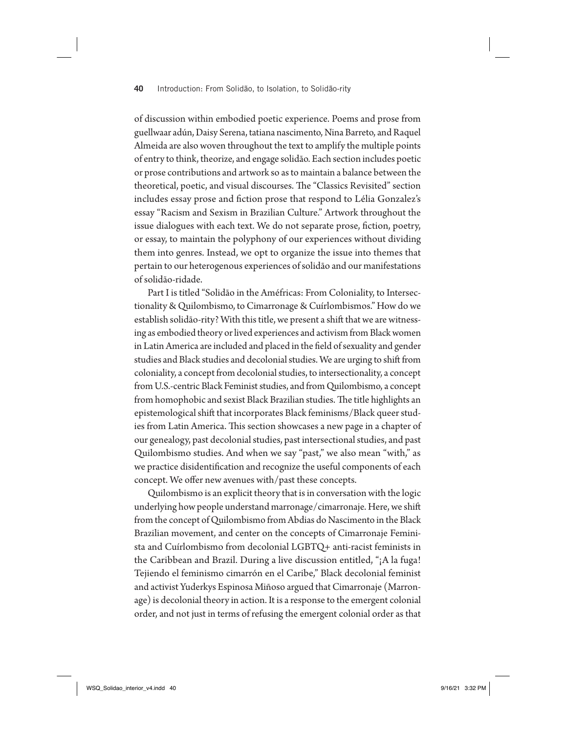of discussion within embodied poetic experience. Poems and prose from guellwaar adún, Daisy Serena, tatiana nascimento, Nina Barreto, and Raquel Almeida are also woven throughout the text to amplify the multiple points of entry to think, theorize, and engage solidão. Each section includes poetic or prose contributions and artwork so as to maintain a balance between the theoretical, poetic, and visual discourses. The "Classics Revisited" section includes essay prose and fiction prose that respond to Lélia Gonzalez's essay "Racism and Sexism in Brazilian Culture." Artwork throughout the issue dialogues with each text. We do not separate prose, fiction, poetry, or essay, to maintain the polyphony of our experiences without dividing them into genres. Instead, we opt to organize the issue into themes that pertain to our heterogenous experiences of solidão and our manifestations of solidão-ridade.

Part I is titled "Solidão in the Améfricas: From Coloniality, to Intersectionality & Quilombismo, to Cimarronage & Cuírlombismos." How do we establish solidão-rity? With this title, we present a shift that we are witnessing as embodied theory or lived experiences and activism from Black women in Latin America are included and placed in the field of sexuality and gender studies and Black studies and decolonial studies. We are urging to shift from coloniality, a concept from decolonial studies, to intersectionality, a concept from U.S.-centric Black Feminist studies, and from Quilombismo, a concept from homophobic and sexist Black Brazilian studies. The title highlights an epistemological shift that incorporates Black feminisms/Black queer studies from Latin America. This section showcases a new page in a chapter of our genealogy, past decolonial studies, past intersectional studies, and past Quilombismo studies. And when we say "past," we also mean "with," as we practice disidentification and recognize the useful components of each concept. We offer new avenues with/past these concepts.

Quilombismo is an explicit theory that is in conversation with the logic underlying how people understand marronage/cimarronaje. Here, we shift from the concept of Quilombismo from Abdias do Nascimento in the Black Brazilian movement, and center on the concepts of Cimarronaje Feminista and Cuírlombismo from decolonial LGBTQ+ anti-racist feminists in the Caribbean and Brazil. During a live discussion entitled, "¡A la fuga! Tejiendo el feminismo cimarrón en el Caribe," Black decolonial feminist and activist Yuderkys Espinosa Miñoso argued that Cimarronaje (Marronage) is decolonial theory in action. It is a response to the emergent colonial order, and not just in terms of refusing the emergent colonial order as that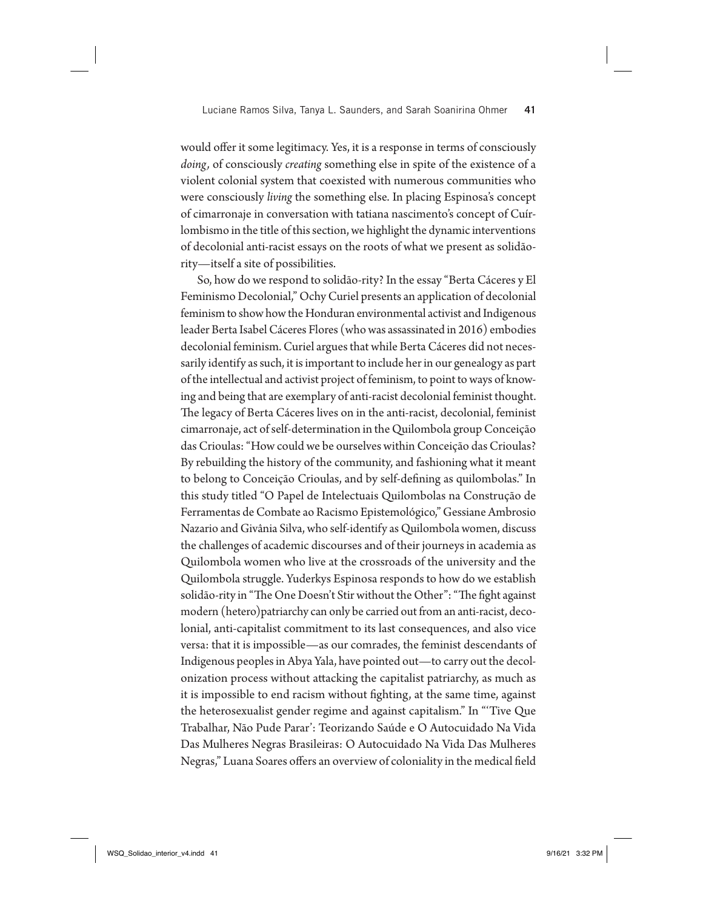would offer it some legitimacy. Yes, it is a response in terms of consciously *doing*, of consciously *creating* something else in spite of the existence of a violent colonial system that coexisted with numerous communities who were consciously *living* the something else. In placing Espinosa's concept of cimarronaje in conversation with tatiana nascimento's concept of Cuírlombismo in the title of this section, we highlight the dynamic interventions of decolonial anti-racist essays on the roots of what we present as solidão-rity—itself a site of possibilities.

So, how do we respond to solidão-rity? In the essay "Berta Cáceres y El Feminismo Decolonial," Ochy Curiel presents an application of decolonial feminism to show how the Honduran environmental activist and Indigenous leader Berta Isabel Cáceres Flores (who was assassinated in 2016) embodies decolonial feminism. Curiel argues that while Berta Cáceres did not necessarily identify as such, it is important to include her in our genealogy as part of the intellectual and activist project of feminism, to point to ways of knowing and being that are exemplary of anti-racist decolonial feminist thought. The legacy of Berta Cáceres lives on in the anti-racist, decolonial, feminist cimarronaje, act of self-determination in the Quilombola group Conceição das Crioulas: "How could we be ourselves within Conceição das Crioulas? By rebuilding the history of the community, and fashioning what it meant to belong to Conceição Crioulas, and by self-defining as quilombolas." In this study titled "O Papel de Intelectuais Quilombolas na Construção de Ferramentas de Combate ao Racismo Epistemológico," Gessiane Ambrosio Nazario and Givânia Silva, who self-identify as Quilombola women, discuss the challenges of academic discourses and of their journeys in academia as Quilombola women who live at the crossroads of the university and the Quilombola struggle. Yuderkys Espinosa responds to how do we establish solidão-rity in "The One Doesn't Stir without the Other": "The fight against modern (hetero)patriarchy can only be carried out from an anti-racist, decolonial, anti-capitalist commitment to its last consequences, and also vice versa: that it is impossible—as our comrades, the feminist descendants of Indigenous peoples in Abya Yala, have pointed out—to carry out the decolonization process without attacking the capitalist patriarchy, as much as it is impossible to end racism without fighting, at the same time, against the heterosexualist gender regime and against capitalism." In "'Tive Que Trabalhar, Não Pude Parar': Teorizando Saúde e O Autocuidado Na Vida Das Mulheres Negras Brasileiras: O Autocuidado Na Vida Das Mulheres Negras," Luana Soares offers an overview of coloniality in the medical field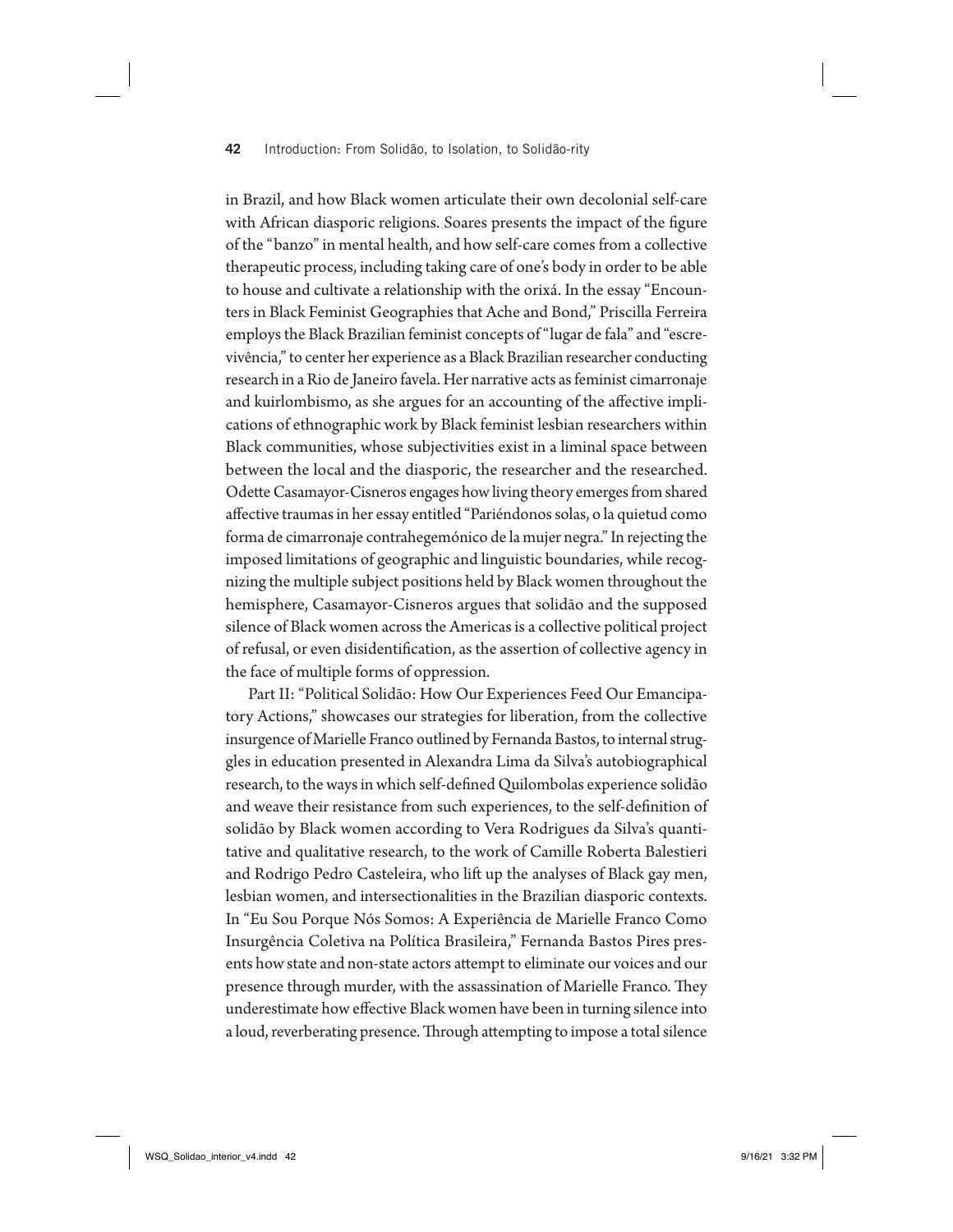in Brazil, and how Black women articulate their own decolonial self-care with African diasporic religions. Soares presents the impact of the figure of the "banzo" in mental health, and how self-care comes from a collective therapeutic process, including taking care of one's body in order to be able to house and cultivate a relationship with the orixá. In the essay "Encounters in Black Feminist Geographies that Ache and Bond," Priscilla Ferreira employs the Black Brazilian feminist concepts of "lugar de fala" and "escrevivência," to center her experience as a Black Brazilian researcher conducting research in a Rio de Janeiro favela. Her narrative acts as feminist cimarronaje and kuirlombismo, as she argues for an accounting of the affective implications of ethnographic work by Black feminist lesbian researchers within Black communities, whose subjectivities exist in a liminal space between between the local and the diasporic, the researcher and the researched. Odette Casamayor-Cisneros engages how living theory emerges from shared affective traumas in her essay entitled "Pariéndonos solas, o la quietud como forma de cimarronaje contrahegemónico de la mujer negra." In rejecting the imposed limitations of geographic and linguistic boundaries, while recognizing the multiple subject positions held by Black women throughout the hemisphere, Casamayor-Cisneros argues that solidão and the supposed silence of Black women across the Americas is a collective political project of refusal, or even disidentification, as the assertion of collective agency in the face of multiple forms of oppression.

Part II: "Political Solidão: How Our Experiences Feed Our Emancipatory Actions," showcases our strategies for liberation, from the collective insurgence of Marielle Franco outlined by Fernanda Bastos, to internal struggles in education presented in Alexandra Lima da Silva's autobiographical research, to the ways in which self-defined Quilombolas experience solidão and weave their resistance from such experiences, to the self-definition of solidão by Black women according to Vera Rodrigues da Silva's quantitative and qualitative research, to the work of Camille Roberta Balestieri and Rodrigo Pedro Casteleira, who lift up the analyses of Black gay men, lesbian women, and intersectionalities in the Brazilian diasporic contexts. In "Eu Sou Porque Nós Somos: A Experiência de Marielle Franco Como Insurgência Coletiva na Política Brasileira," Fernanda Bastos Pires presents how state and non-state actors attempt to eliminate our voices and our presence through murder, with the assassination of Marielle Franco. They underestimate how effective Black women have been in turning silence into a loud, reverberating presence. Through attempting to impose a total silence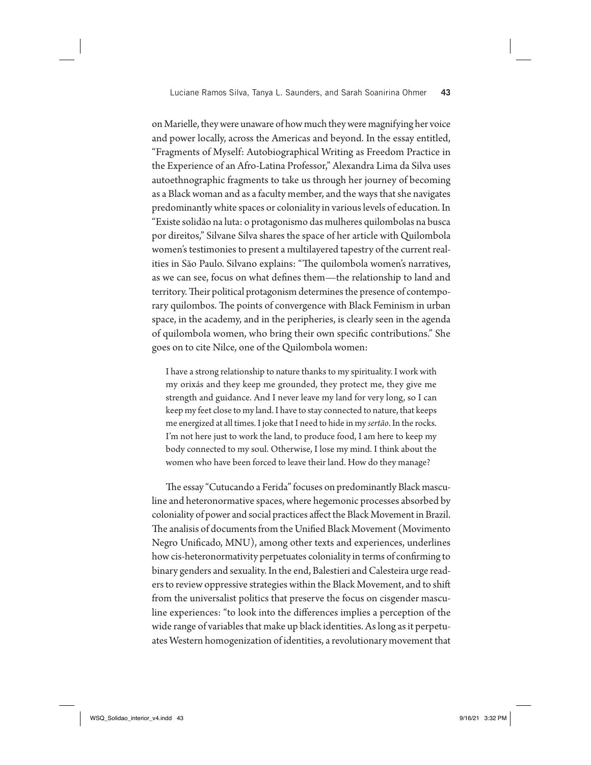on Marielle, they were unaware of how much they were magnifying her voice and power locally, across the Americas and beyond. In the essay entitled, "Fragments of Myself: Autobiographical Writing as Freedom Practice in the Experience of an Afro-Latina Professor," Alexandra Lima da Silva uses autoethnographic fragments to take us through her journey of becoming as a Black woman and as a faculty member, and the ways that she navigates predominantly white spaces or coloniality in various levels of education. In "Existe solidão na luta: o protagonismo das mulheres quilombolas na busca por direitos," Silvane Silva shares the space of her article with Quilombola women's testimonies to present a multilayered tapestry of the current realities in São Paulo. Silvano explains: "The quilombola women's narratives, as we can see, focus on what defines them—the relationship to land and territory. Their political protagonism determines the presence of contemporary quilombos. The points of convergence with Black Feminism in urban space, in the academy, and in the peripheries, is clearly seen in the agenda of quilombola women, who bring their own specific contributions." She goes on to cite Nilce, one of the Quilombola women:

> I have a strong relationship to nature thanks to my spirituality. I work with my orixás and they keep me grounded, they protect me, they give me strength and guidance. And I never leave my land for very long, so I can keep my feet close to my land. I have to stay connected to nature, that keeps me energized at all times. I joke that I need to hide in my *sertão*. In the rocks. I'm not here just to work the land, to produce food, I am here to keep my body connected to my soul. Otherwise, I lose my mind. I think about the women who have been forced to leave their land. How do they manage?

The essay "Cutucando a Ferida" focuses on predominantly Black masculine and heteronormative spaces, where hegemonic processes absorbed by coloniality of power and social practices affect the Black Movement in Brazil. The analisis of documents from the Unified Black Movement (Movimento Negro Unificado, MNU), among other texts and experiences, underlines how cis-heteronormativity perpetuates coloniality in terms of confirming to binary genders and sexuality. In the end, Balestieri and Calesteira urge readers to review oppressive strategies within the Black Movement, and to shift from the universalist politics that preserve the focus on cisgender masculine experiences: "to look into the differences implies a perception of the wide range of variables that make up black identities. As long as it perpetuates Western homogenization of identities, a revolutionary movement that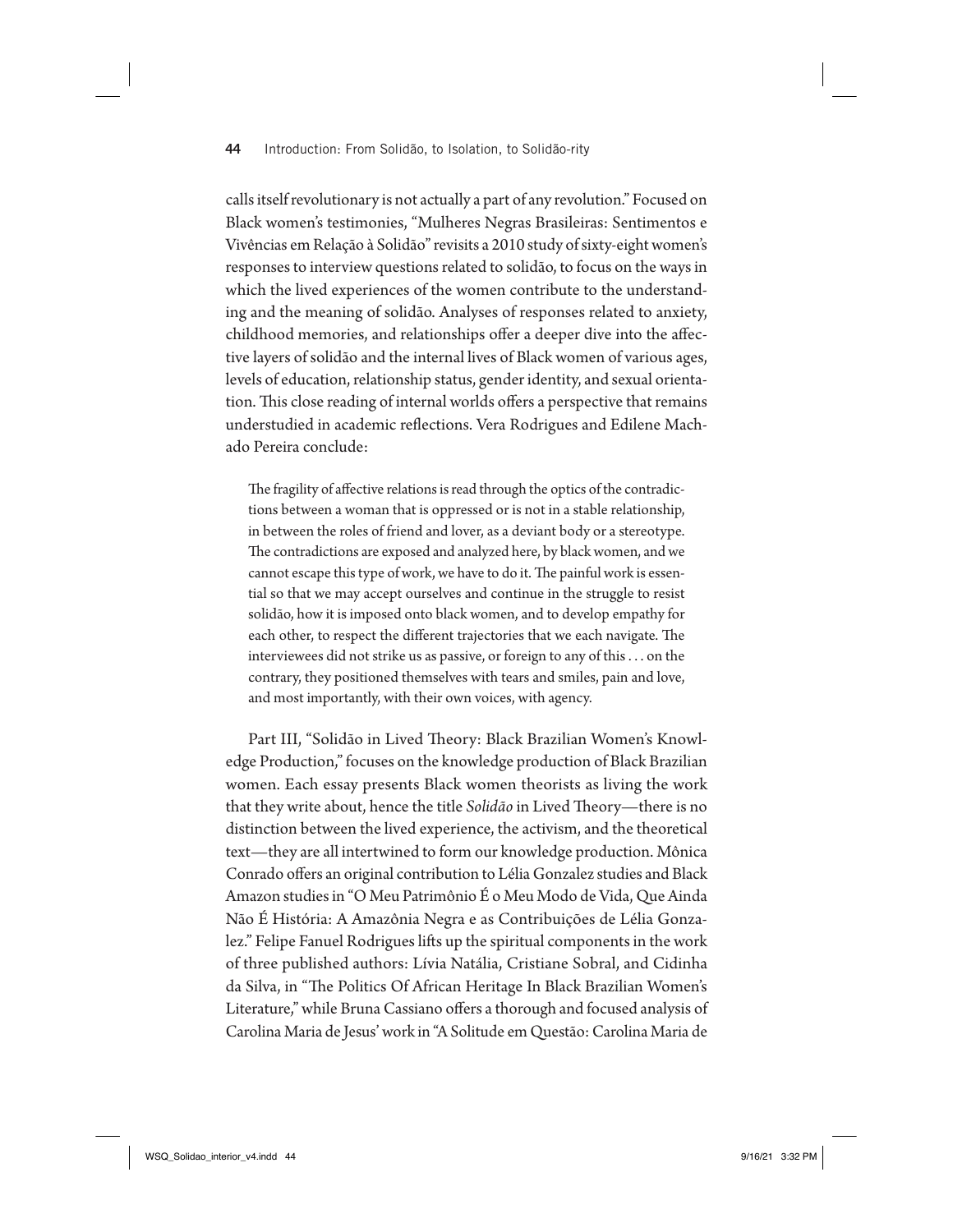calls itself revolutionary is not actually a part of any revolution." Focused on Black women's testimonies, "Mulheres Negras Brasileiras: Sentimentos e Vivências em Relação à Solidão" revisits a 2010 study of sixty-eight women's responses to interview questions related to solidão, to focus on the ways in which the lived experiences of the women contribute to the understanding and the meaning of solidão. Analyses of responses related to anxiety, childhood memories, and relationships offer a deeper dive into the affective layers of solidão and the internal lives of Black women of various ages, levels of education, relationship status, gender identity, and sexual orientation. This close reading of internal worlds offers a perspective that remains understudied in academic reflections. Vera Rodrigues and Edilene Machado Pereira conclude:

> The fragility of affective relations is read through the optics of the contradictions between a woman that is oppressed or is not in a stable relationship, in between the roles of friend and lover, as a deviant body or a stereotype. The contradictions are exposed and analyzed here, by black women, and we cannot escape this type of work, we have to do it. The painful work is essential so that we may accept ourselves and continue in the struggle to resist solidão, how it is imposed onto black women, and to develop empathy for each other, to respect the different trajectories that we each navigate. The interviewees did not strike us as passive, or foreign to any of this . . . on the contrary, they positioned themselves with tears and smiles, pain and love, and most importantly, with their own voices, with agency.

Part III, "Solidão in Lived Theory: Black Brazilian Women's Knowledge Production," focuses on the knowledge production of Black Brazilian women. Each essay presents Black women theorists as living the work that they write about, hence the title *Solidão* in Lived Theory—there is no distinction between the lived experience, the activism, and the theoretical text—they are all intertwined to form our knowledge production. Mônica Conrado offers an original contribution to Lélia Gonzalez studies and Black Amazon studies in "O Meu Patrimônio É o Meu Modo de Vida, Que Ainda Não É História: A Amazônia Negra e as Contribuições de Lélia Gonzalez." Felipe Fanuel Rodrigues lifts up the spiritual components in the work of three published authors: Lívia Natália, Cristiane Sobral, and Cidinha da Silva, in "The Politics Of African Heritage In Black Brazilian Women's Literature," while Bruna Cassiano offers a thorough and focused analysis of Carolina Maria de Jesus' work in "A Solitude em Questão: Carolina Maria de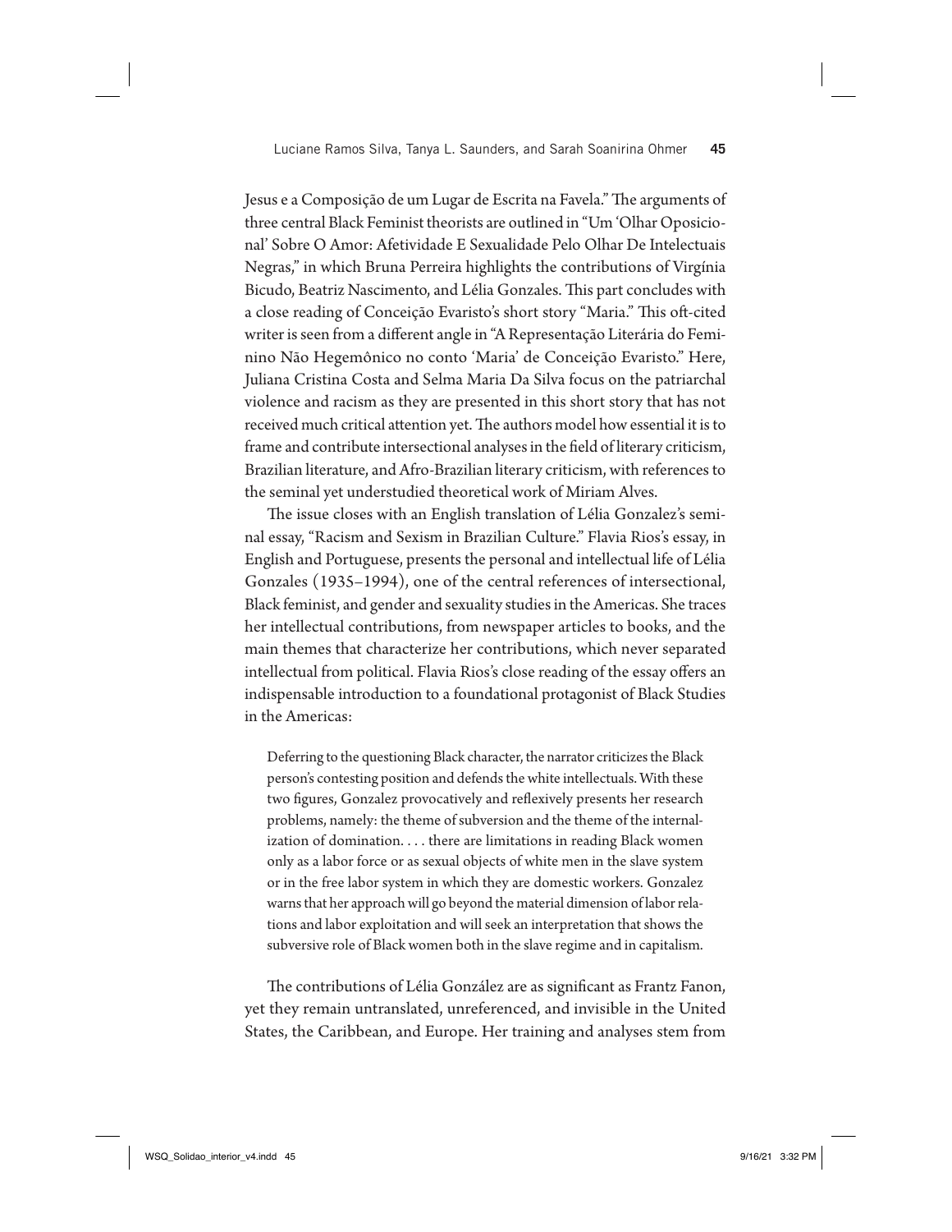Jesus e a Composição de um Lugar de Escrita na Favela." The arguments of three central Black Feminist theorists are outlined in "Um 'Olhar Oposicional' Sobre O Amor: Afetividade E Sexualidade Pelo Olhar De Intelectuais Negras," in which Bruna Perreira highlights the contributions of Virgínia Bicudo, Beatriz Nascimento, and Lélia Gonzales. This part concludes with a close reading of Conceição Evaristo's short story "Maria." This oft-cited writer is seen from a different angle in "A Representação Literária do Feminino Não Hegemônico no conto 'Maria' de Conceição Evaristo." Here, Juliana Cristina Costa and Selma Maria Da Silva focus on the patriarchal violence and racism as they are presented in this short story that has not received much critical attention yet. The authors model how essential it is to frame and contribute intersectional analyses in the field of literary criticism, Brazilian literature, and Afro-Brazilian literary criticism, with references to the seminal yet understudied theoretical work of Miriam Alves.

The issue closes with an English translation of Lélia Gonzalez's seminal essay, "Racism and Sexism in Brazilian Culture." Flavia Rios's essay, in English and Portuguese, presents the personal and intellectual life of Lélia Gonzales (1935–1994), one of the central references of intersectional, Black feminist, and gender and sexuality studies in the Americas. She traces her intellectual contributions, from newspaper articles to books, and the main themes that characterize her contributions, which never separated intellectual from political. Flavia Rios's close reading of the essay offers an indispensable introduction to a foundational protagonist of Black Studies in the Americas:

> Deferring to the questioning Black character, the narrator criticizes the Black person's contesting position and defends the white intellectuals. With these two figures, Gonzalez provocatively and reflexively presents her research problems, namely: the theme of subversion and the theme of the internalization of domination. . . . there are limitations in reading Black women only as a labor force or as sexual objects of white men in the slave system or in the free labor system in which they are domestic workers. Gonzalez warns that her approach will go beyond the material dimension of labor relations and labor exploitation and will seek an interpretation that shows the subversive role of Black women both in the slave regime and in capitalism.

The contributions of Lélia González are as significant as Frantz Fanon, yet they remain untranslated, unreferenced, and invisible in the United States, the Caribbean, and Europe. Her training and analyses stem from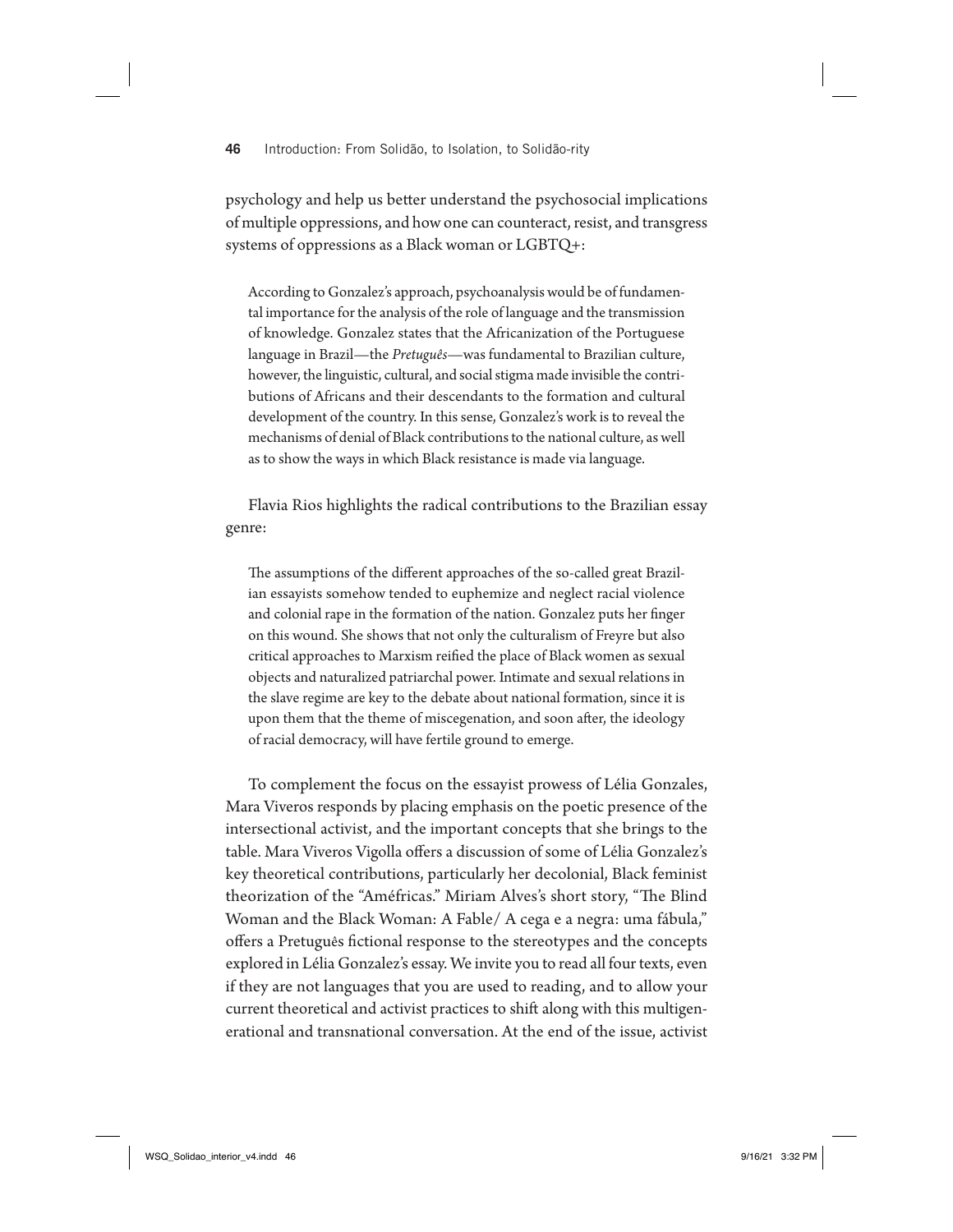psychology and help us better understand the psychosocial implications of multiple oppressions, and how one can counteract, resist, and transgress systems of oppressions as a Black woman or LGBTQ+:

> According to Gonzalez's approach, psychoanalysis would be of fundamental importance for the analysis of the role of language and the transmission of knowledge. Gonzalez states that the Africanization of the Portuguese language in Brazil—the *Pretuguês*—was fundamental to Brazilian culture, however, the linguistic, cultural, and social stigma made invisible the contributions of Africans and their descendants to the formation and cultural development of the country. In this sense, Gonzalez's work is to reveal the mechanisms of denial of Black contributions to the national culture, as well as to show the ways in which Black resistance is made via language.

Flavia Rios highlights the radical contributions to the Brazilian essay genre:

> The assumptions of the different approaches of the so-called great Brazilian essayists somehow tended to euphemize and neglect racial violence and colonial rape in the formation of the nation. Gonzalez puts her finger on this wound. She shows that not only the culturalism of Freyre but also critical approaches to Marxism reified the place of Black women as sexual objects and naturalized patriarchal power. Intimate and sexual relations in the slave regime are key to the debate about national formation, since it is upon them that the theme of miscegenation, and soon after, the ideology of racial democracy, will have fertile ground to emerge.

To complement the focus on the essayist prowess of Lélia Gonzales, Mara Viveros responds by placing emphasis on the poetic presence of the intersectional activist, and the important concepts that she brings to the table. Mara Viveros Vigolla offers a discussion of some of Lélia Gonzalez's key theoretical contributions, particularly her decolonial, Black feminist theorization of the "Améfricas." Miriam Alves's short story, "The Blind Woman and the Black Woman: A Fable/ A cega e a negra: uma fábula," offers a Pretuguês fictional response to the stereotypes and the concepts explored in Lélia Gonzalez's essay. We invite you to read all four texts, even if they are not languages that you are used to reading, and to allow your current theoretical and activist practices to shift along with this multigenerational and transnational conversation. At the end of the issue, activist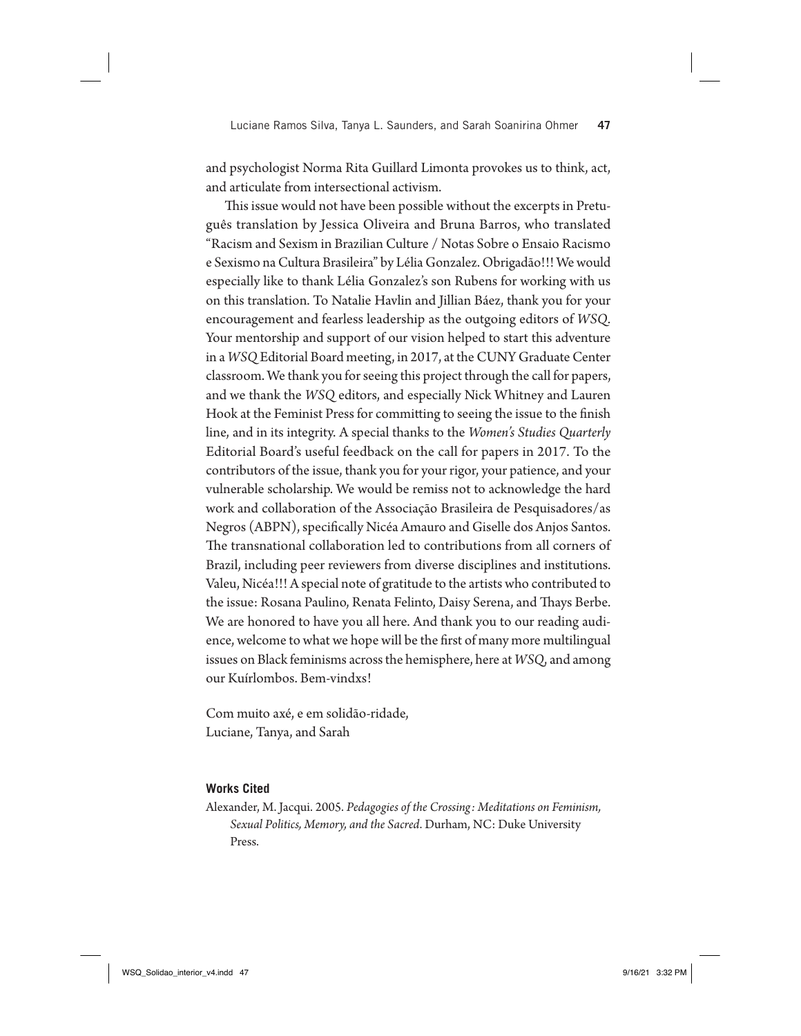and psychologist Norma Rita Guillard Limonta provokes us to think, act, and articulate from intersectional activism.

This issue would not have been possible without the excerpts in Pretuguês translation by Jessica Oliveira and Bruna Barros, who translated "Racism and Sexism in Brazilian Culture / Notas Sobre o Ensaio Racismo e Sexismo na Cultura Brasileira" by Lélia Gonzalez. Obrigadão!!! We would especially like to thank Lélia Gonzalez's son Rubens for working with us on this translation. To Natalie Havlin and Jillian Báez, thank you for your encouragement and fearless leadership as the outgoing editors of *WSQ*. Your mentorship and support of our vision helped to start this adventure in a *WSQ* Editorial Board meeting, in 2017, at the CUNY Graduate Center classroom. We thank you for seeing this project through the call for papers, and we thank the *WSQ* editors, and especially Nick Whitney and Lauren Hook at the Feminist Press for committing to seeing the issue to the finish line, and in its integrity. A special thanks to the *Women's Studies Quarterly* Editorial Board's useful feedback on the call for papers in 2017. To the contributors of the issue, thank you for your rigor, your patience, and your vulnerable scholarship. We would be remiss not to acknowledge the hard work and collaboration of the Associação Brasileira de Pesquisadores/as Negros (ABPN), specifically Nicéa Amauro and Giselle dos Anjos Santos. The transnational collaboration led to contributions from all corners of Brazil, including peer reviewers from diverse disciplines and institutions. Valeu, Nicéa!!! A special note of gratitude to the artists who contributed to the issue: Rosana Paulino, Renata Felinto, Daisy Serena, and Thays Berbe. We are honored to have you all here. And thank you to our reading audience, welcome to what we hope will be the first of many more multilingual issues on Black feminisms across the hemisphere, here at *WSQ*, and among our Kuírlombos. Bem-vindxs!

Com muito axé, e em solidão-ridade,
Luciane, Tanya, and Sarah

#### Works Cited

Alexander, M. Jacqui. 2005. *Pedagogies of the Crossing: Meditations on Feminism, Sexual Politics, Memory, and the Sacred*. Durham, NC: Duke University Press.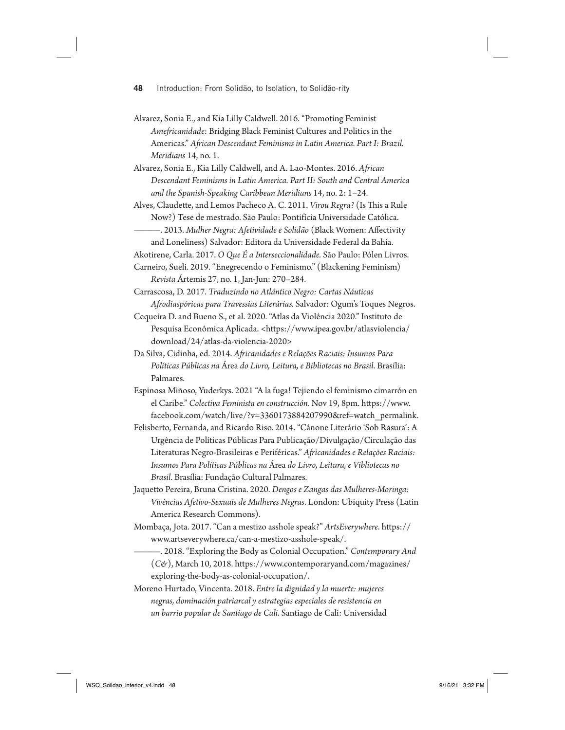Alvarez, Sonia E., and Kia Lilly Caldwell. 2016. "Promoting Feminist *Amefricanidade*: Bridging Black Feminist Cultures and Politics in the Americas." *African Descendant Feminisms in Latin America. Part I: Brazil. Meridians* 14, no. 1.

Alvarez, Sonia E., Kia Lilly Caldwell, and A. Lao-Montes. 2016. *African Descendant Feminisms in Latin America. Part II: South and Central America and the Spanish-Speaking Caribbean Meridians* 14, no. 2: 1–24.

Alves, Claudette, and Lemos Pacheco A. C. 2011. *Virou Regra?* (Is This a Rule Now?) Tese de mestrado. São Paulo: Pontifícia Universidade Católica.

———. 2013. *Mulher Negra: Afetividade e Solidão* (Black Women: Affectivity and Loneliness) Salvador: Editora da Universidade Federal da Bahia.

Akotirene, Carla. 2017. *O Que É a Interseccionalidade.* São Paulo: Pólen Livros.

Carneiro, Sueli. 2019. "Enegrecendo o Feminismo." (Blackening Feminism) *Revista* Ártemis 27, no. 1, Jan-Jun: 270–284.

Carrascosa, D. 2017. *Traduzindo no Atlántico Negro: Cartas Náuticas Afrodiaspóricas para Travessias Literárias.* Salvador: Ogum's Toques Negros.

Cequeira D. and Bueno S., et al. 2020. "Atlas da Violência 2020." Instituto de Pesquisa Econômica Aplicada. <https://www.ipea.gov.br/atlasviolencia/download/24/atlas-da-violencia-2020>

Da Silva, Cidinha, ed. 2014. *Africanidades e Relações Raciais: Insumos Para Políticas Públicas na* Área *do Livro, Leitura, e Bibliotecas no Brasil*. Brasília: Palmares.

Espinosa Miñoso, Yuderkys. 2021 "A la fuga! Tejiendo el feminismo cimarrón en el Caribe." *Colectiva Feminista en construcción.* Nov 19, 8pm. https://www.facebook.com/watch/live/?v=3360173884207990&ref=watch_permalink.

Felisberto, Fernanda, and Ricardo Riso. 2014. "Cânone Literário 'Sob Rasura': A Urgência de Políticas Públicas Para Publicação/Divulgação/Circulação das Literaturas Negro-Brasileiras e Periféricas." *Africanidades e Relações Raciais: Insumos Para Políticas Públicas na* Área *do Livro, Leitura, e Vibliotecas no Brasil*. Brasília: Fundação Cultural Palmares.

Jaquetto Pereira, Bruna Cristina. 2020. *Dengos e Zangas das Mulheres-Moringa: Vivências Afetivo-Sexuais de Mulheres Negras*. London: Ubiquity Press (Latin America Research Commons).

Mombaça, Jota. 2017. "Can a mestizo asshole speak?" *ArtsEverywhere*. https://www.artseverywhere.ca/can-a-mestizo-asshole-speak/.

———. 2018. "Exploring the Body as Colonial Occupation." *Contemporary And* (*C&*), March 10, 2018. https://www.contemporaryand.com/magazines/exploring-the-body-as-colonial-occupation/.

Moreno Hurtado, Vincenta. 2018. *Entre la dignidad y la muerte: mujeres negras, dominación patriarcal y estrategias especiales de resistencia en un barrio popular de Santiago de Cali.* Santiago de Cali: Universidad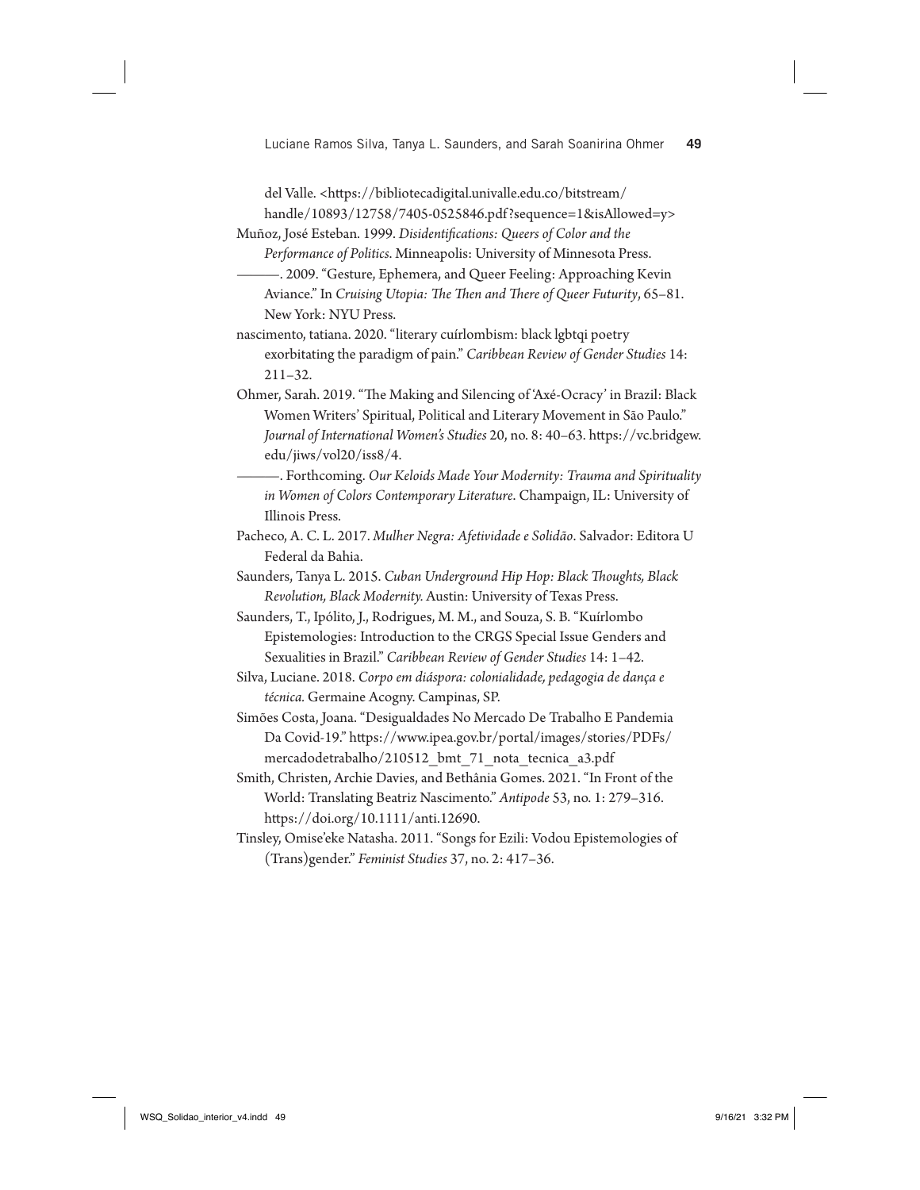del Valle. <https://bibliotecadigital.univalle.edu.co/bitstream/handle/10893/12758/7405-0525846.pdf?sequence=1&isAllowed=y>

Muñoz, José Esteban. 1999. *Disidentifications: Queers of Color and the Performance of Politics*. Minneapolis: University of Minnesota Press.

———. 2009. "Gesture, Ephemera, and Queer Feeling: Approaching Kevin Aviance." In *Cruising Utopia: The Then and There of Queer Futurity*, 65–81. New York: NYU Press.

nascimento, tatiana. 2020. "literary cuírlombism: black lgbtqi poetry exorbitating the paradigm of pain." *Caribbean Review of Gender Studies* 14: 211–32.

Ohmer, Sarah. 2019. "The Making and Silencing of 'Axé-Ocracy' in Brazil: Black Women Writers' Spiritual, Political and Literary Movement in São Paulo." *Journal of International Women's Studies* 20, no. 8: 40–63. https://vc.bridgew.edu/jiws/vol20/iss8/4.

———. Forthcoming. *Our Keloids Made Your Modernity: Trauma and Spirituality in Women of Colors Contemporary Literature*. Champaign, IL: University of Illinois Press.

Pacheco, A. C. L. 2017. *Mulher Negra: Afetividade e Solidão*. Salvador: Editora U Federal da Bahia.

Saunders, Tanya L. 2015. *Cuban Underground Hip Hop: Black Thoughts, Black Revolution, Black Modernity.* Austin: University of Texas Press.

Saunders, T., Ipólito, J., Rodrigues, M. M., and Souza, S. B. "Kuírlombo Epistemologies: Introduction to the CRGS Special Issue Genders and Sexualities in Brazil." *Caribbean Review of Gender Studies* 14: 1–42.

Silva, Luciane. 2018. *Corpo em diáspora: colonialidade, pedagogia de dança e técnica.* Germaine Acogny. Campinas, SP.

Simões Costa, Joana. "Desigualdades No Mercado De Trabalho E Pandemia Da Covid-19." https://www.ipea.gov.br/portal/images/stories/PDFs/mercadodetrabalho/210512_bmt_71_nota_tecnica_a3.pdf

Smith, Christen, Archie Davies, and Bethânia Gomes. 2021. "In Front of the World: Translating Beatriz Nascimento." *Antipode* 53, no. 1: 279–316. https://doi.org/10.1111/anti.12690.

Tinsley, Omise'eke Natasha. 2011. "Songs for Ezili: Vodou Epistemologies of (Trans)gender." *Feminist Studies* 37, no. 2: 417–36.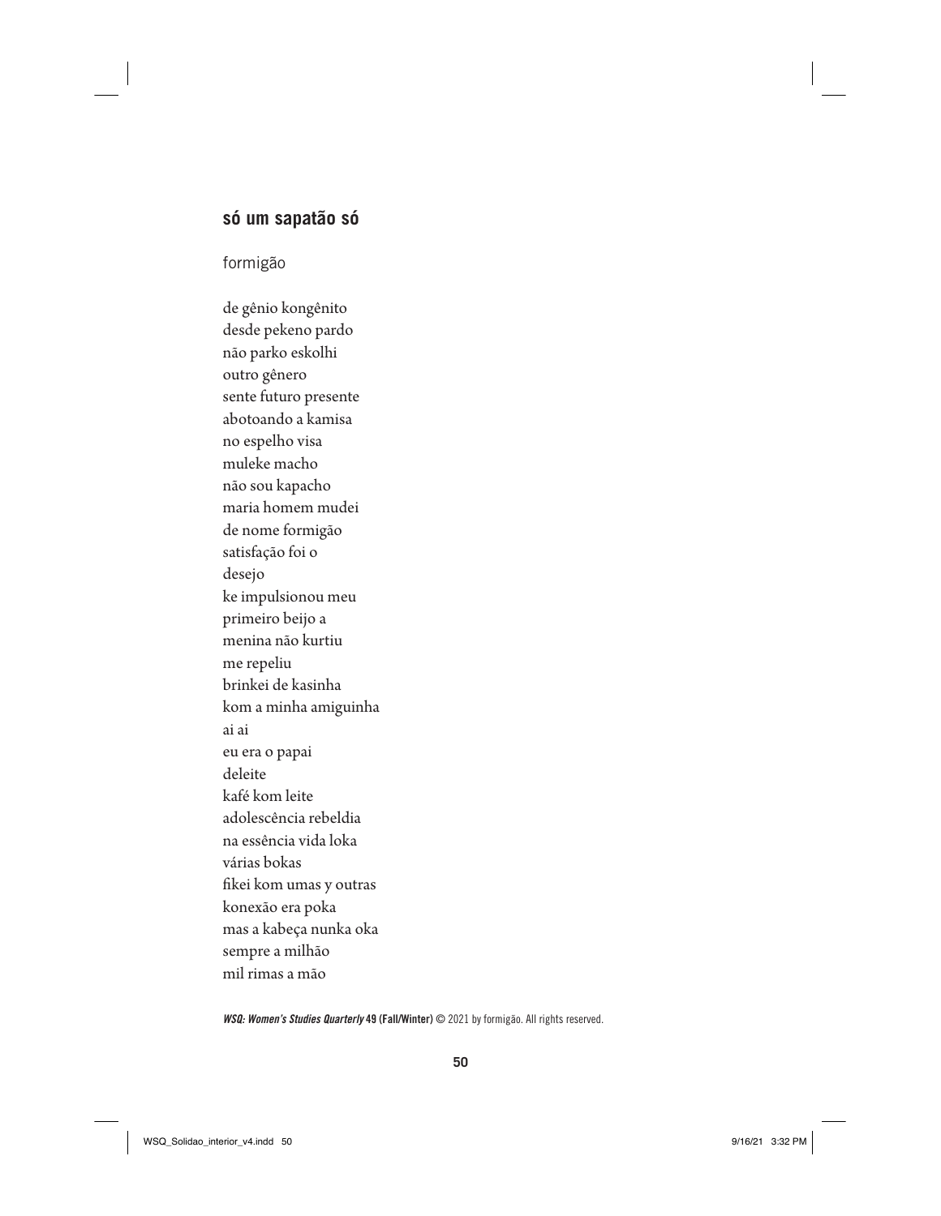## só um sapatão só

formigão

de gênio kongênito  
desde pekeno pardo  
não parko eskolhi  
outro gênero  
sente futuro presente  
abotoando a kamisa  
no espelho visa  
muleke macho  
não sou kapacho  
maria homem mudei  
de nome formigão  
satisfação foi o  
desejo  
ke impulsionou meu  
primeiro beijo a  
menina não kurtiu  
me repeliu  
brinkei de kasinha  
kom a minha amiguinha  
ai ai  
eu era o papai  
deleite  
kafé kom leite  
adolescência rebeldia  
na essência vida loka  
várias bokas  
fikei kom umas y outras  
konexão era poka  
mas a kabeça nunka oka  
sempre a milhão  
mil rimas a mão

*WSQ: Women's Studies Quarterly* 49 (Fall/Winter) © 2021 by formigão. All rights reserved.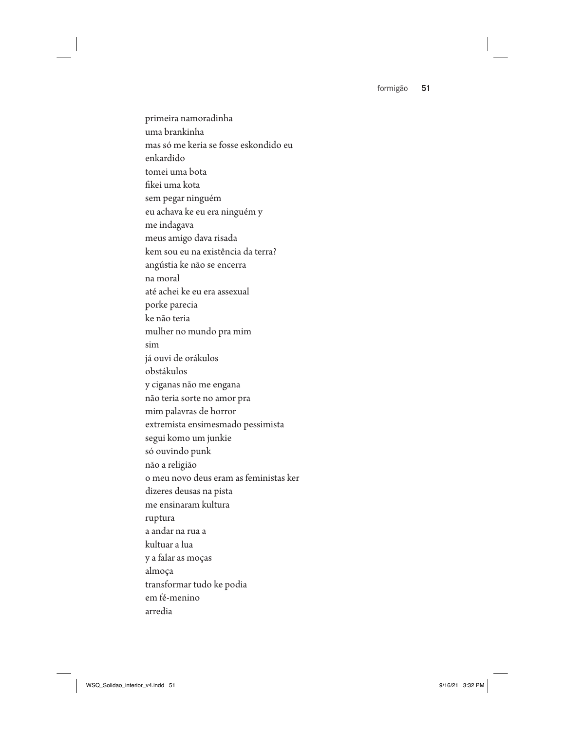primeira namoradinha  
uma brankinha  
mas só me keria se fosse eskondido eu  
enkardido  
tomei uma bota  
fikei uma kota  
sem pegar ninguém  
eu achava ke eu era ninguém y  
me indagava  
meus amigo dava risada  
kem sou eu na existência da terra?  
angústia ke não se encerra  
na moral  
até achei ke eu era assexual  
porke parecia  
ke não teria  
mulher no mundo pra mim  
sim  
já ouvi de orákulos  
obstákulos  
y ciganas não me engana  
não teria sorte no amor pra  
mim palavras de horror  
extremista ensimesmado pessimista  
segui komo um junkie  
só ouvindo punk  
não a religião  
o meu novo deus eram as feministas ker  
dizeres deusas na pista  
me ensinaram kultura  
ruptura  
a andar na rua a  
kultuar a lua  
y a falar as moças  
almoça  
transformar tudo ke podia  
em fé-menino  
arredia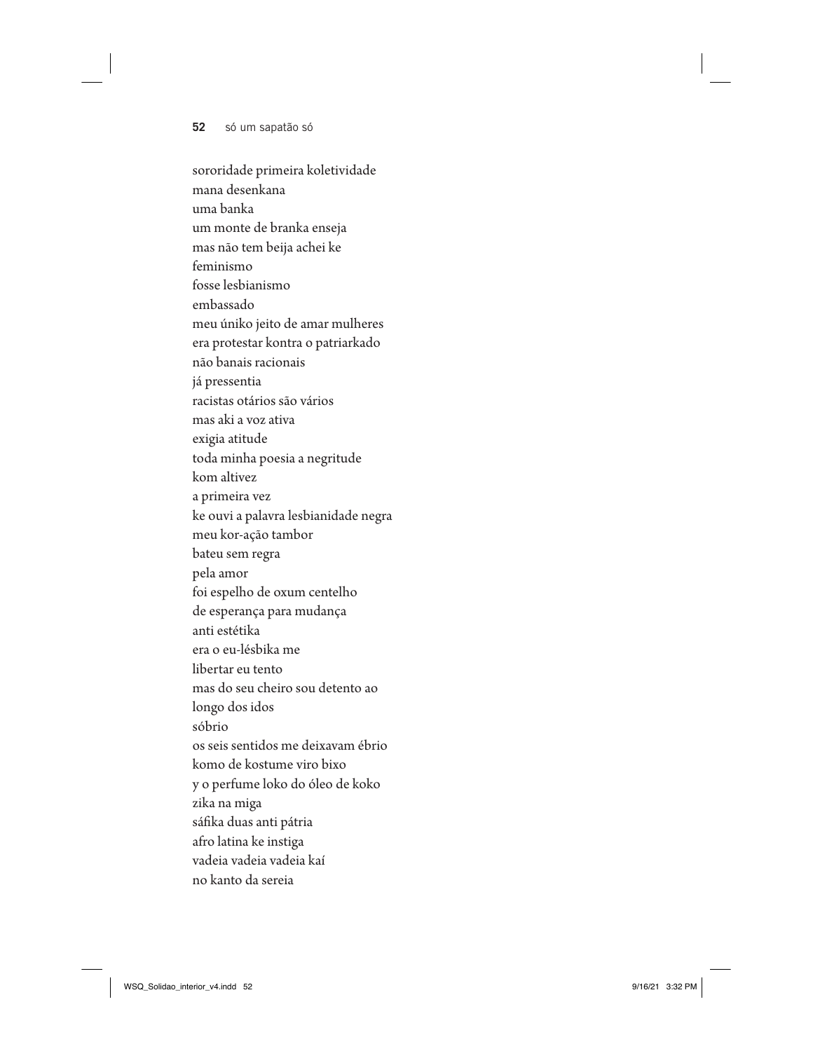sororidade primeira koletividade
mana desenkana
uma banka
um monte de branka enseja
mas não tem beija achei ke
feminismo
fosse lesbianismo
embassado
meu úniko jeito de amar mulheres
era protestar kontra o patriarkado
não banais racionais
já pressentia
racistas otários são vários
mas aki a voz ativa
exigia atitude
toda minha poesia a negritude
kom altivez
a primeira vez
ke ouvi a palavra lesbianidade negra
meu kor-ação tambor
bateu sem regra
pela amor
foi espelho de oxum centelho
de esperança para mudança
anti estétika
era o eu-lésbika me
libertar eu tento
mas do seu cheiro sou detento ao
longo dos idos
sóbrio
os seis sentidos me deixavam ébrio
komo de kostume viro bixo
y o perfume loko do óleo de koko
zika na miga
sáfika duas anti pátria
afro latina ke instiga
vadeia vadeia vadeia kaí
no kanto da sereia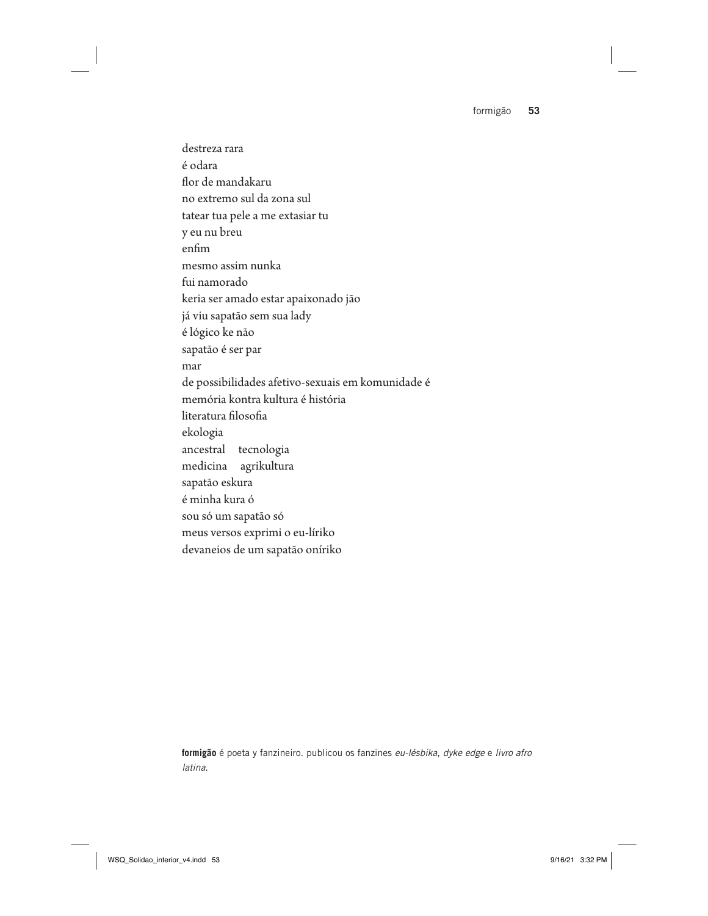destreza rara  
é odara  
flor de mandakaru  
no extremo sul da zona sul  
tatear tua pele a me extasiar tu  
y eu nu breu  
enfim  
mesmo assim nunka  
fui namorado  
keria ser amado estar apaixonado jão  
já viu sapatão sem sua lady  
é lógico ke não  
sapatão é ser par  
mar  
de possibilidades afetivo-sexuais em komunidade é  
memória kontra kultura é história  
literatura filosofia  
ekologia  
ancestral   tecnologia  
medicina   agrikultura  
sapatão eskura  
é minha kura ó  
sou só um sapatão só  
meus versos exprimi o eu-líriko  
devaneios de um sapatão oníriko

**formigão** é poeta y fanzineiro. publicou os fanzines *eu-lésbika*, *dyke edge* e *livro afro latina*.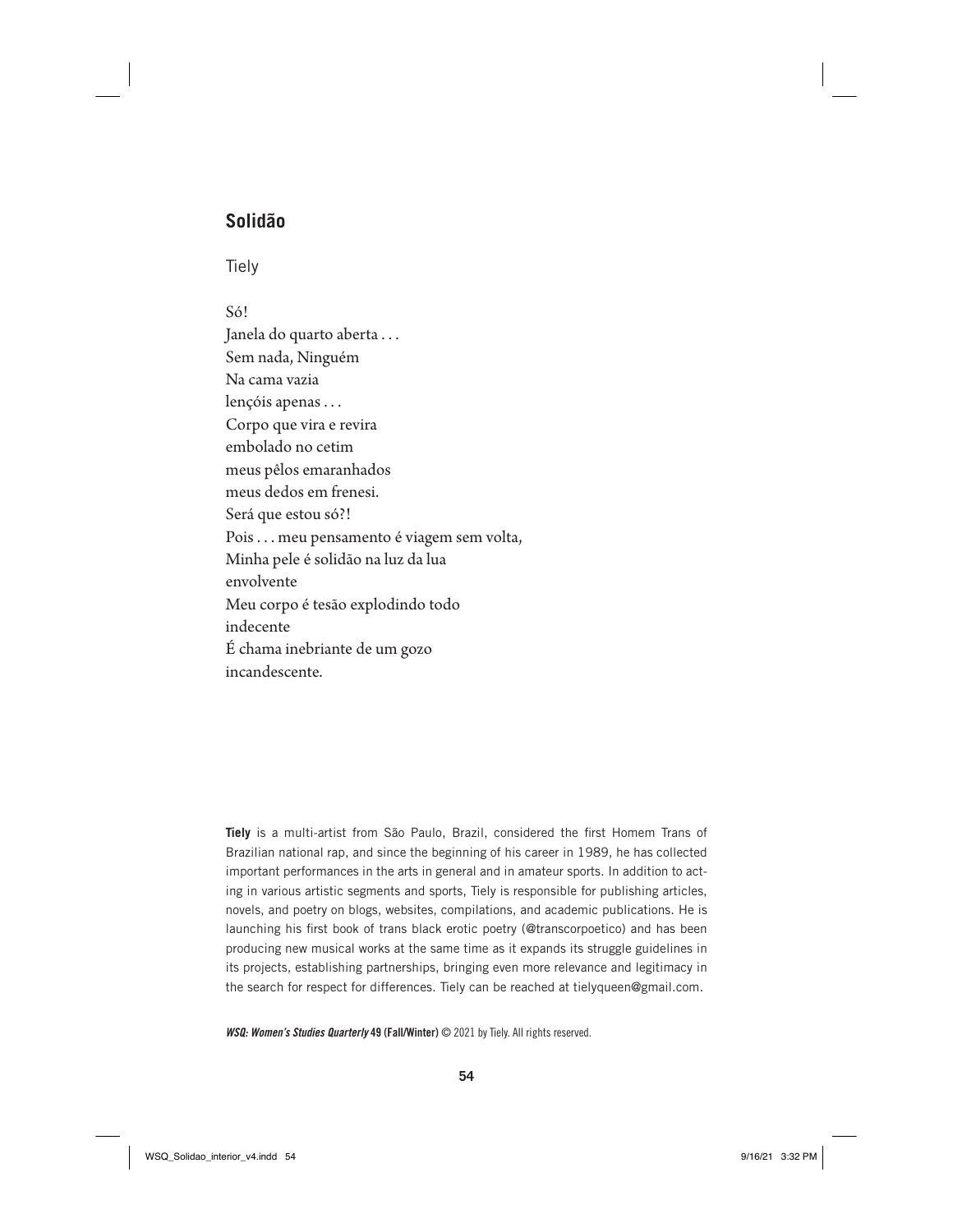## Solidão

Tiely

Só!  
Janela do quarto aberta . . .  
Sem nada, Ninguém  
Na cama vazia  
lençóis apenas . . .  
Corpo que vira e revira  
embolado no cetim  
meus pêlos emaranhados  
meus dedos em frenesi.  
Será que estou só?!  
Pois . . . meu pensamento é viagem sem volta,  
Minha pele é solidão na luz da lua  
envolvente  
Meu corpo é tesão explodindo todo  
indecente  
É chama inebriante de um gozo  
incandescente.

**Tiely** is a multi-artist from São Paulo, Brazil, considered the first Homem Trans of Brazilian national rap, and since the beginning of his career in 1989, he has collected important performances in the arts in general and in amateur sports. In addition to acting in various artistic segments and sports, Tiely is responsible for publishing articles, novels, and poetry on blogs, websites, compilations, and academic publications. He is launching his first book of trans black erotic poetry (@transcorpoetico) and has been producing new musical works at the same time as it expands its struggle guidelines in its projects, establishing partnerships, bringing even more relevance and legitimacy in the search for respect for differences. Tiely can be reached at tielyqueen@gmail.com.

***WSQ: Women's Studies Quarterly* 49 (Fall/Winter)** © 2021 by Tiely. All rights reserved.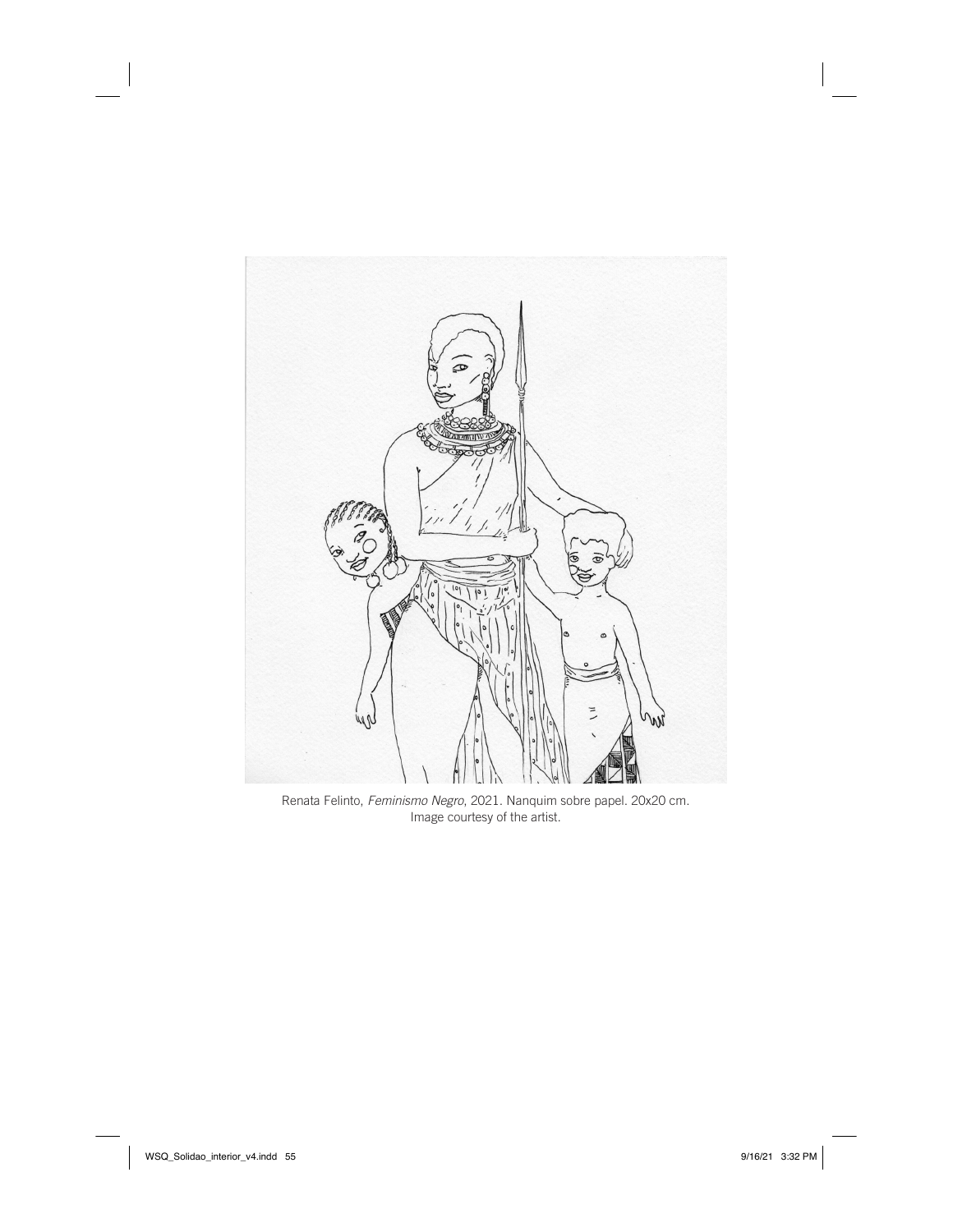Renata Felinto, *Feminismo Negro*, 2021. Nanquim sobre papel. 20x20 cm.
Image courtesy of the artist.